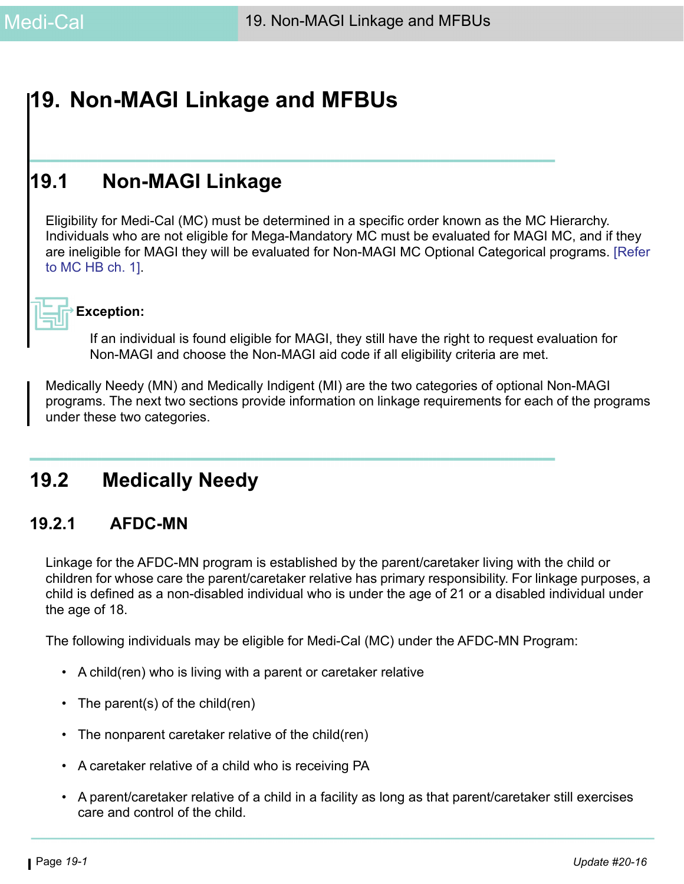# 19. Non-MAGI Linkage and MFBUs

## 19.1 Non-MAGI Linkage

Eligibility for Medi-Cal (MC) must be determined in a specific order known as the MC Hierarchy. Individuals who are not eligible for Mega-Mandatory MC must be evaluated for MAGI MC, and if they are ineligible for MAGI they will be evaluated for Non-MAGI MC Optional Categorical programs. [Refer to MC HB ch. 1].

**Exception:**

If an individual is found eligible for MAGI, they still have the right to request evaluation for Non-MAGI and choose the Non-MAGI aid code if all eligibility criteria are met.

Medically Needy (MN) and Medically Indigent (MI) are the two categories of optional Non-MAGI programs. The next two sections provide information on linkage requirements for each of the programs under these two categories.

## 19.2 Medically Needy

### 19.2.1 AFDC-MN

Linkage for the AFDC-MN program is established by the parent/caretaker living with the child or children for whose care the parent/caretaker relative has primary responsibility. For linkage purposes, a child is defined as a non-disabled individual who is under the age of 21 or a disabled individual under the age of 18.

The following individuals may be eligible for Medi-Cal (MC) under the AFDC-MN Program:

- A child(ren) who is living with a parent or caretaker relative
- The parent(s) of the child(ren)
- The nonparent caretaker relative of the child(ren)
- A caretaker relative of a child who is receiving PA
- A parent/caretaker relative of a child in a facility as long as that parent/caretaker still exercises care and control of the child.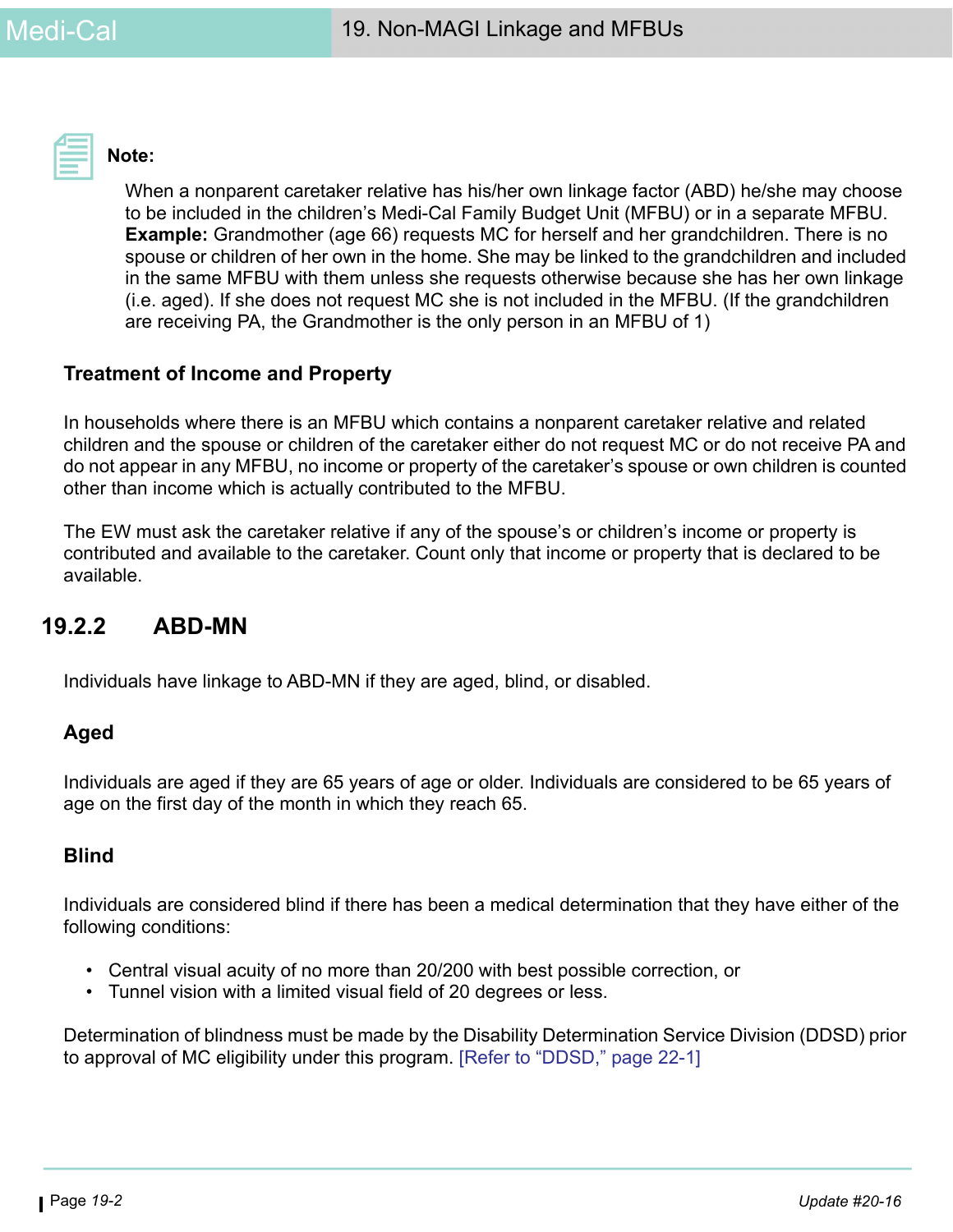**Note:**

When a nonparent caretaker relative has his/her own linkage factor (ABD) he/she may choose to be included in the children's Medi-Cal Family Budget Unit (MFBU) or in a separate MFBU. **Example:** Grandmother (age 66) requests MC for herself and her grandchildren. There is no spouse or children of her own in the home. She may be linked to the grandchildren and included in the same MFBU with them unless she requests otherwise because she has her own linkage (i.e. aged). If she does not request MC she is not included in the MFBU. (If the grandchildren are receiving PA, the Grandmother is the only person in an MFBU of 1)

### Treatment of Income and Property

In households where there is an MFBU which contains a nonparent caretaker relative and related children and the spouse or children of the caretaker either do not request MC or do not receive PA and do not appear in any MFBU, no income or property of the caretaker's spouse or own children is counted other than income which is actually contributed to the MFBU.

The EW must ask the caretaker relative if any of the spouse's or children's income or property is contributed and available to the caretaker. Count only that income or property that is declared to be available.

## 19.2.2 ABD-MN

Individuals have linkage to ABD-MN if they are aged, blind, or disabled.

### Aged

Individuals are aged if they are 65 years of age or older. Individuals are considered to be 65 years of age on the first day of the month in which they reach 65.

### Blind

Individuals are considered blind if there has been a medical determination that they have either of the following conditions:

- Central visual acuity of no more than 20/200 with best possible correction, or
- Tunnel vision with a limited visual field of 20 degrees or less.

Determination of blindness must be made by the Disability Determination Service Division (DDSD) prior to approval of MC eligibility under this program. [Refer to "DDSD," page 22-1]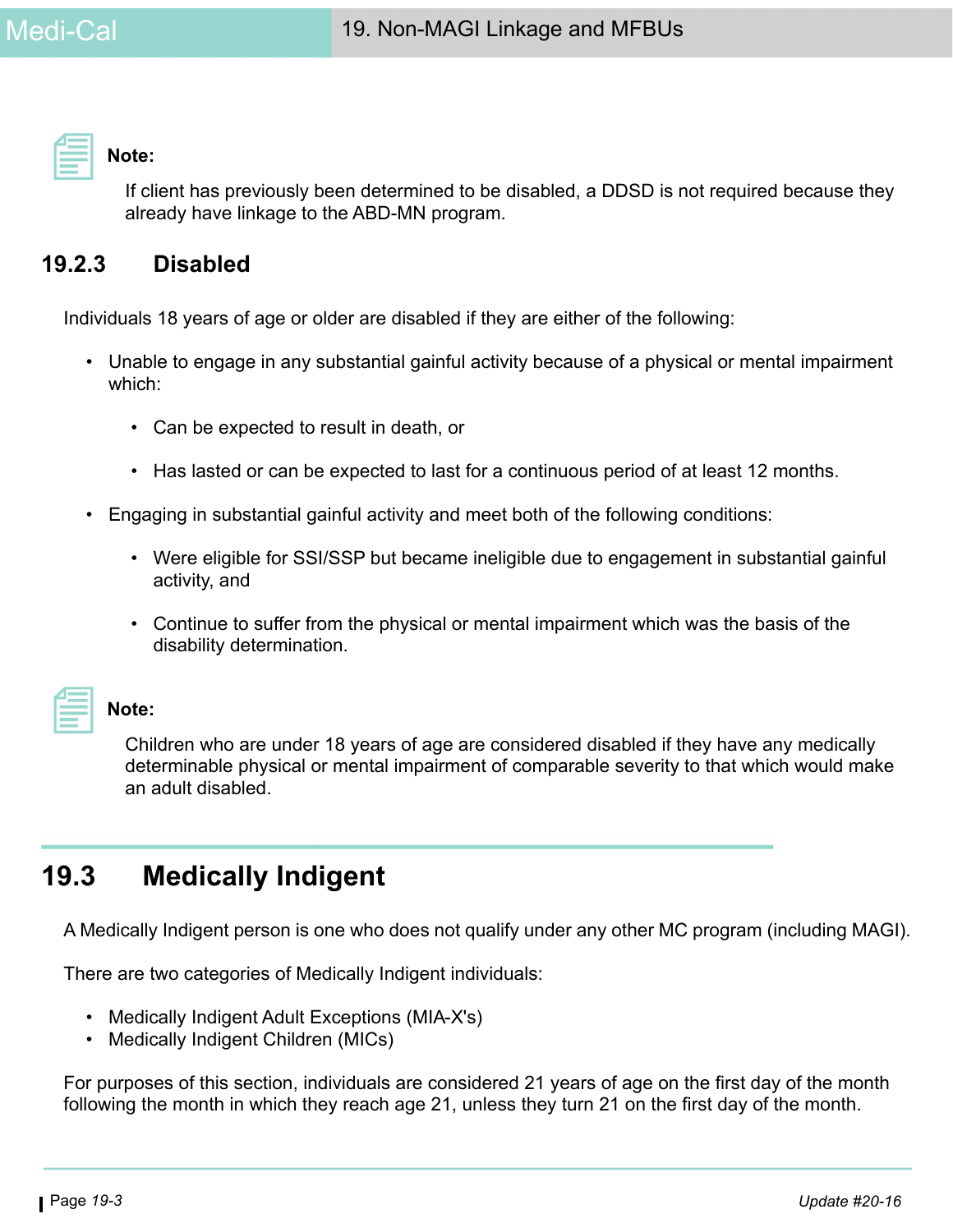**Note:**

If client has previously been determined to be disabled, a DDSD is not required because they already have linkage to the ABD-MN program.

### 19.2.3 Disabled

Individuals 18 years of age or older are disabled if they are either of the following:

- Unable to engage in any substantial gainful activity because of a physical or mental impairment which:
  - Can be expected to result in death, or
  - Has lasted or can be expected to last for a continuous period of at least 12 months.
- Engaging in substantial gainful activity and meet both of the following conditions:
  - Were eligible for SSI/SSP but became ineligible due to engagement in substantial gainful activity, and
  - Continue to suffer from the physical or mental impairment which was the basis of the disability determination.

**Note:**

Children who are under 18 years of age are considered disabled if they have any medically determinable physical or mental impairment of comparable severity to that which would make an adult disabled.

## 19.3 Medically Indigent

A Medically Indigent person is one who does not qualify under any other MC program (including MAGI).

There are two categories of Medically Indigent individuals:

- Medically Indigent Adult Exceptions (MIA-X's)
- Medically Indigent Children (MICs)

For purposes of this section, individuals are considered 21 years of age on the first day of the month following the month in which they reach age 21, unless they turn 21 on the first day of the month.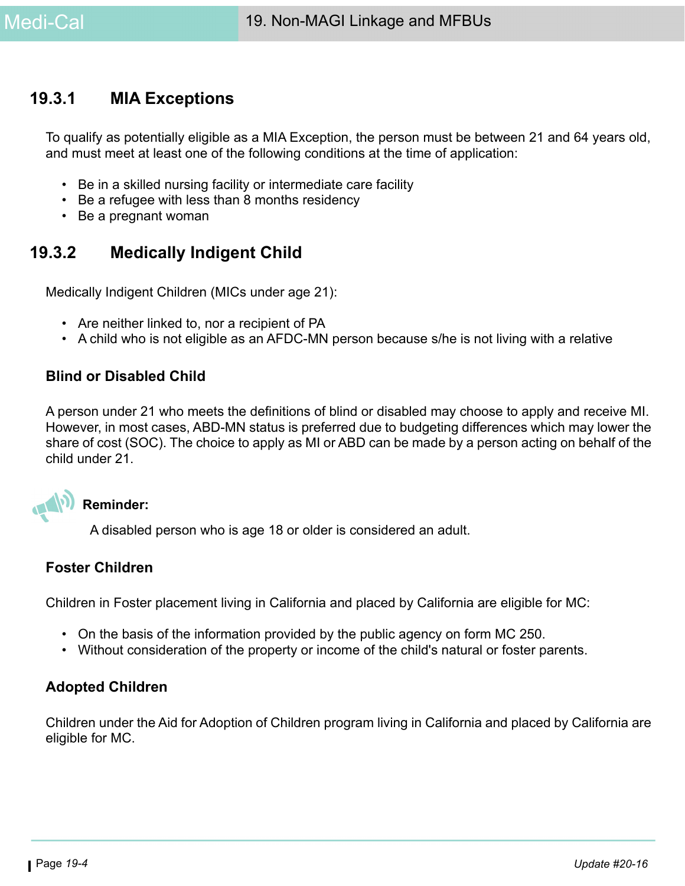### 19.3.1 MIA Exceptions

To qualify as potentially eligible as a MIA Exception, the person must be between 21 and 64 years old, and must meet at least one of the following conditions at the time of application:

- Be in a skilled nursing facility or intermediate care facility
- Be a refugee with less than 8 months residency
- Be a pregnant woman

### 19.3.2 Medically Indigent Child

Medically Indigent Children (MICs under age 21):

- Are neither linked to, nor a recipient of PA
- A child who is not eligible as an AFDC-MN person because s/he is not living with a relative

#### Blind or Disabled Child

A person under 21 who meets the definitions of blind or disabled may choose to apply and receive MI. However, in most cases, ABD-MN status is preferred due to budgeting differences which may lower the share of cost (SOC). The choice to apply as MI or ABD can be made by a person acting on behalf of the child under 21.

**Reminder:**

A disabled person who is age 18 or older is considered an adult.

#### Foster Children

Children in Foster placement living in California and placed by California are eligible for MC:

- On the basis of the information provided by the public agency on form MC 250.
- Without consideration of the property or income of the child's natural or foster parents.

#### Adopted Children

Children under the Aid for Adoption of Children program living in California and placed by California are eligible for MC.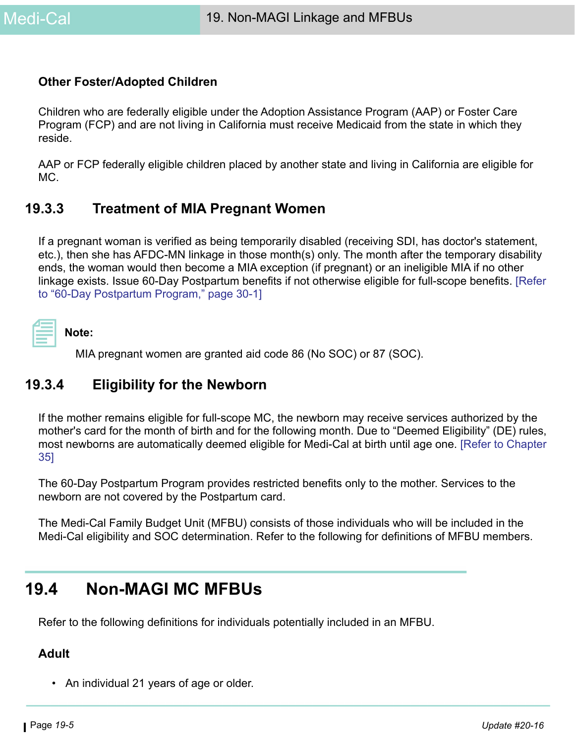### Other Foster/Adopted Children

Children who are federally eligible under the Adoption Assistance Program (AAP) or Foster Care Program (FCP) and are not living in California must receive Medicaid from the state in which they reside.

AAP or FCP federally eligible children placed by another state and living in California are eligible for MC.

## 19.3.3 Treatment of MIA Pregnant Women

If a pregnant woman is verified as being temporarily disabled (receiving SDI, has doctor's statement, etc.), then she has AFDC-MN linkage in those month(s) only. The month after the temporary disability ends, the woman would then become a MIA exception (if pregnant) or an ineligible MIA if no other linkage exists. Issue 60-Day Postpartum benefits if not otherwise eligible for full-scope benefits. [Refer to "60-Day Postpartum Program," page 30-1]

**Note:**

MIA pregnant women are granted aid code 86 (No SOC) or 87 (SOC).

## 19.3.4 Eligibility for the Newborn

If the mother remains eligible for full-scope MC, the newborn may receive services authorized by the mother's card for the month of birth and for the following month. Due to "Deemed Eligibility" (DE) rules, most newborns are automatically deemed eligible for Medi-Cal at birth until age one. [Refer to Chapter 35]

The 60-Day Postpartum Program provides restricted benefits only to the mother. Services to the newborn are not covered by the Postpartum card.

The Medi-Cal Family Budget Unit (MFBU) consists of those individuals who will be included in the Medi-Cal eligibility and SOC determination. Refer to the following for definitions of MFBU members.

# 19.4 Non-MAGI MC MFBUs

Refer to the following definitions for individuals potentially included in an MFBU.

### Adult

- An individual 21 years of age or older.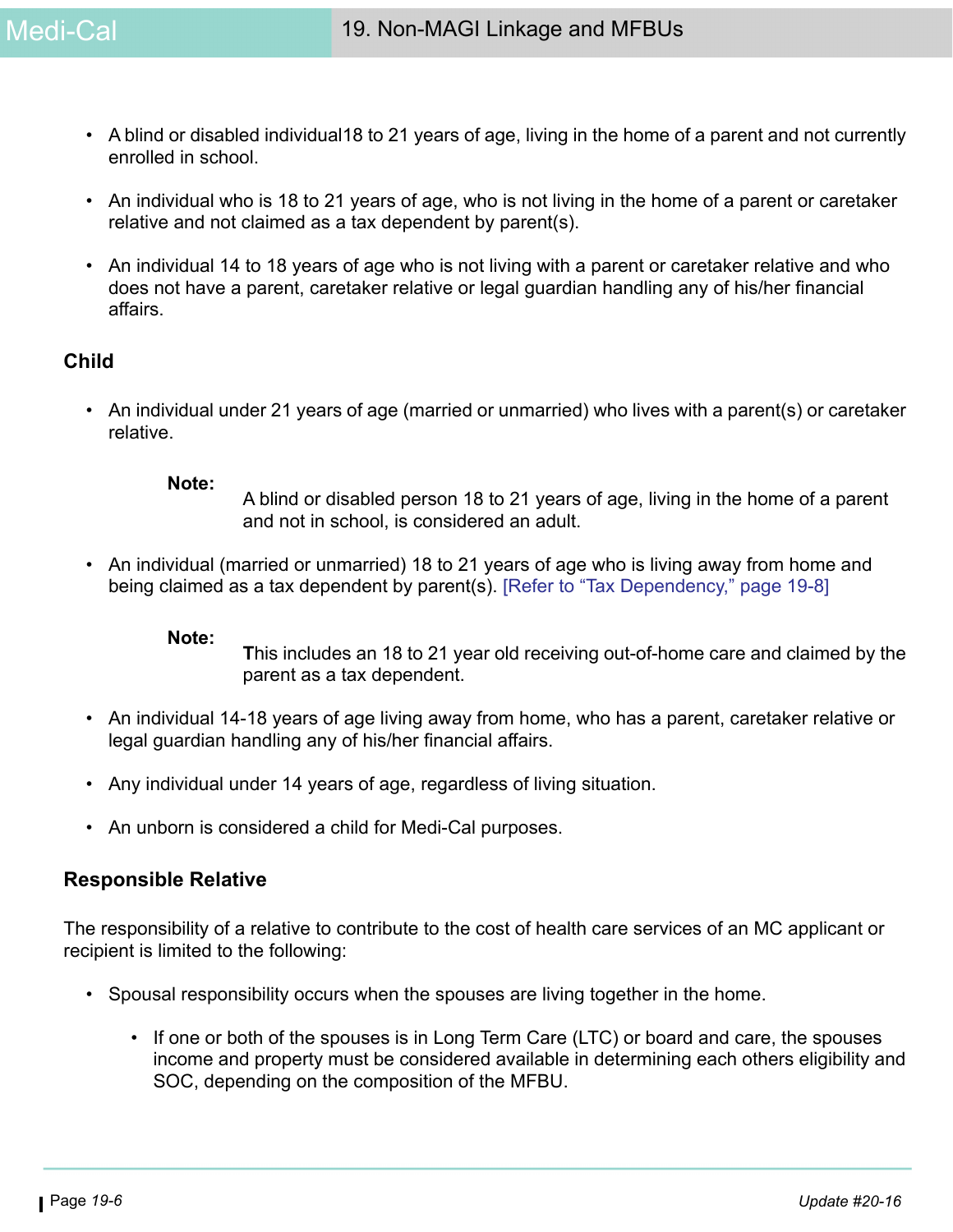- A blind or disabled individual18 to 21 years of age, living in the home of a parent and not currently enrolled in school.
- An individual who is 18 to 21 years of age, who is not living in the home of a parent or caretaker relative and not claimed as a tax dependent by parent(s).
- An individual 14 to 18 years of age who is not living with a parent or caretaker relative and who does not have a parent, caretaker relative or legal guardian handling any of his/her financial affairs.

### Child

- An individual under 21 years of age (married or unmarried) who lives with a parent(s) or caretaker relative.

  **Note:** A blind or disabled person 18 to 21 years of age, living in the home of a parent and not in school, is considered an adult.

- An individual (married or unmarried) 18 to 21 years of age who is living away from home and being claimed as a tax dependent by parent(s). [Refer to “Tax Dependency,” page 19-8]

  **Note:** This includes an 18 to 21 year old receiving out-of-home care and claimed by the parent as a tax dependent.

- An individual 14-18 years of age living away from home, who has a parent, caretaker relative or legal guardian handling any of his/her financial affairs.
- Any individual under 14 years of age, regardless of living situation.
- An unborn is considered a child for Medi-Cal purposes.

### Responsible Relative

The responsibility of a relative to contribute to the cost of health care services of an MC applicant or recipient is limited to the following:

- Spousal responsibility occurs when the spouses are living together in the home.
  - If one or both of the spouses is in Long Term Care (LTC) or board and care, the spouses income and property must be considered available in determining each others eligibility and SOC, depending on the composition of the MFBU.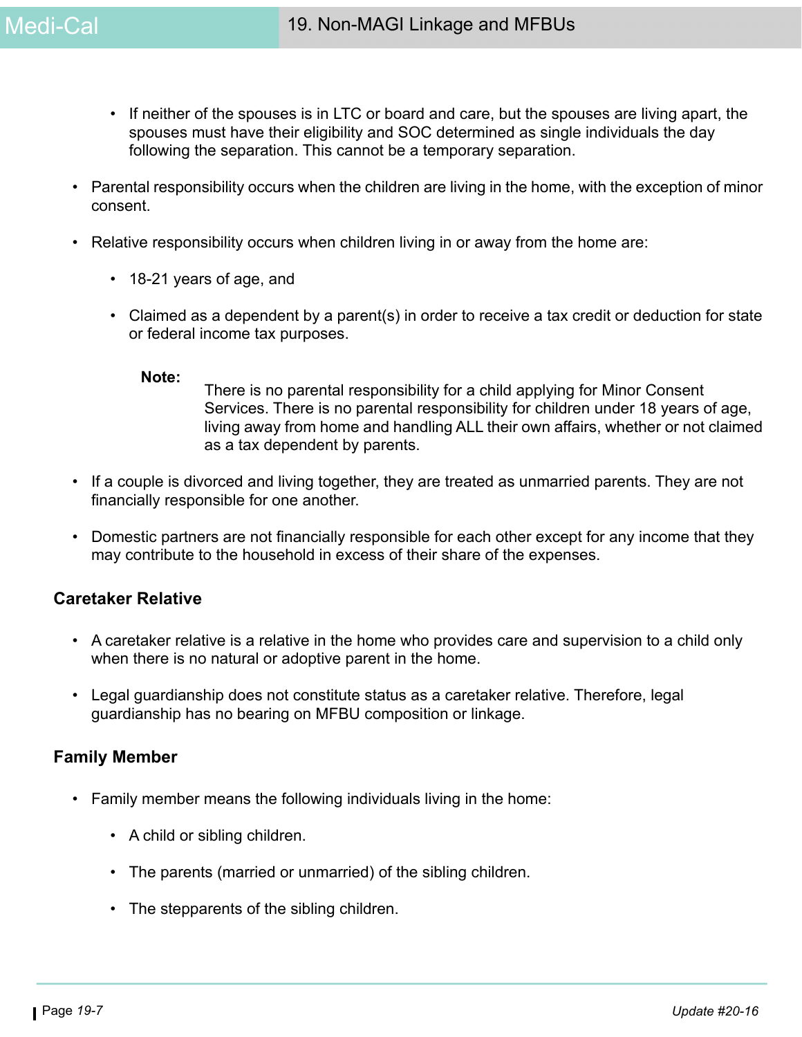- If neither of the spouses is in LTC or board and care, but the spouses are living apart, the spouses must have their eligibility and SOC determined as single individuals the day following the separation. This cannot be a temporary separation.

- Parental responsibility occurs when the children are living in the home, with the exception of minor consent.

- Relative responsibility occurs when children living in or away from the home are:
  - 18-21 years of age, and
  - Claimed as a dependent by a parent(s) in order to receive a tax credit or deduction for state or federal income tax purposes.

  **Note:** There is no parental responsibility for a child applying for Minor Consent Services. There is no parental responsibility for children under 18 years of age, living away from home and handling ALL their own affairs, whether or not claimed as a tax dependent by parents.

- If a couple is divorced and living together, they are treated as unmarried parents. They are not financially responsible for one another.

- Domestic partners are not financially responsible for each other except for any income that they may contribute to the household in excess of their share of the expenses.

### Caretaker Relative

- A caretaker relative is a relative in the home who provides care and supervision to a child only when there is no natural or adoptive parent in the home.

- Legal guardianship does not constitute status as a caretaker relative. Therefore, legal guardianship has no bearing on MFBU composition or linkage.

### Family Member

- Family member means the following individuals living in the home:
  - A child or sibling children.
  - The parents (married or unmarried) of the sibling children.
  - The stepparents of the sibling children.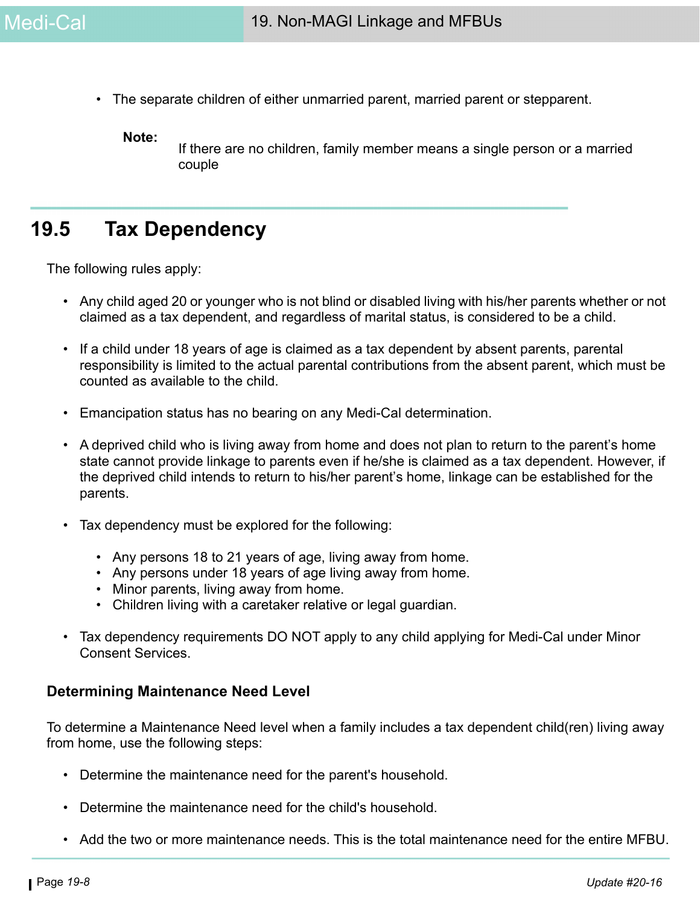- The separate children of either unmarried parent, married parent or stepparent.

**Note:** If there are no children, family member means a single person or a married couple

## 19.5 Tax Dependency

The following rules apply:

- Any child aged 20 or younger who is not blind or disabled living with his/her parents whether or not claimed as a tax dependent, and regardless of marital status, is considered to be a child.
- If a child under 18 years of age is claimed as a tax dependent by absent parents, parental responsibility is limited to the actual parental contributions from the absent parent, which must be counted as available to the child.
- Emancipation status has no bearing on any Medi-Cal determination.
- A deprived child who is living away from home and does not plan to return to the parent's home state cannot provide linkage to parents even if he/she is claimed as a tax dependent. However, if the deprived child intends to return to his/her parent's home, linkage can be established for the parents.
- Tax dependency must be explored for the following:
  - Any persons 18 to 21 years of age, living away from home.
  - Any persons under 18 years of age living away from home.
  - Minor parents, living away from home.
  - Children living with a caretaker relative or legal guardian.
- Tax dependency requirements DO NOT apply to any child applying for Medi-Cal under Minor Consent Services.

### Determining Maintenance Need Level

To determine a Maintenance Need level when a family includes a tax dependent child(ren) living away from home, use the following steps:

- Determine the maintenance need for the parent's household.
- Determine the maintenance need for the child's household.
- Add the two or more maintenance needs. This is the total maintenance need for the entire MFBU.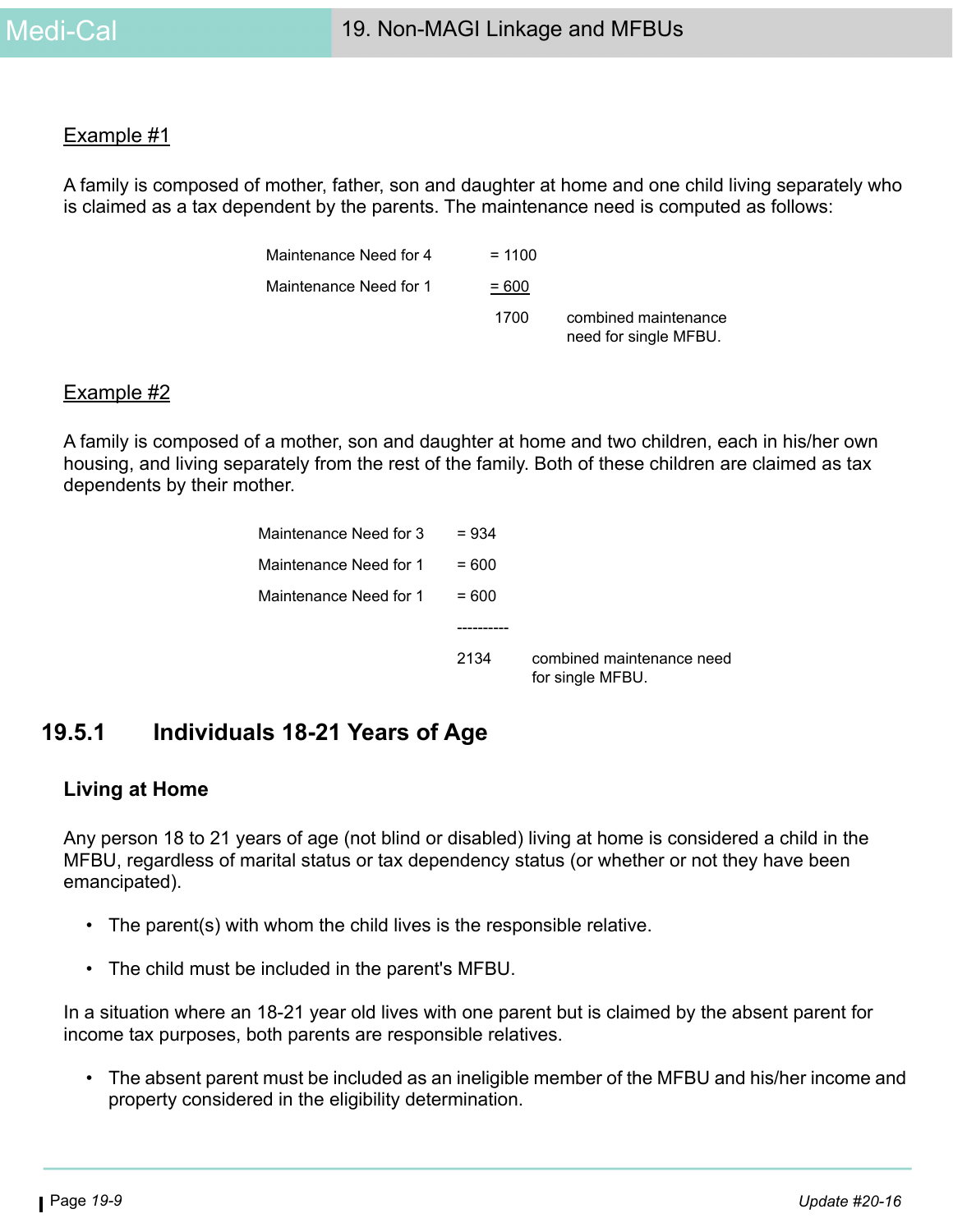Example #1

A family is composed of mother, father, son and daughter at home and one child living separately who is claimed as a tax dependent by the parents. The maintenance need is computed as follows:

| | | |
|---|---|---|
| Maintenance Need for 4 | = 1100 | |
| Maintenance Need for 1 | = 600 | |
| | 1700 | combined maintenance need for single MFBU. |

Example #2

A family is composed of a mother, son and daughter at home and two children, each in his/her own housing, and living separately from the rest of the family. Both of these children are claimed as tax dependents by their mother.

| | | |
|---|---|---|
| Maintenance Need for 3 | = 934 | |
| Maintenance Need for 1 | = 600 | |
| Maintenance Need for 1 | = 600 | |
| | ---------- | |
| | 2134 | combined maintenance need for single MFBU. |

## 19.5.1 Individuals 18-21 Years of Age

### Living at Home

Any person 18 to 21 years of age (not blind or disabled) living at home is considered a child in the MFBU, regardless of marital status or tax dependency status (or whether or not they have been emancipated).

- The parent(s) with whom the child lives is the responsible relative.
- The child must be included in the parent's MFBU.

In a situation where an 18-21 year old lives with one parent but is claimed by the absent parent for income tax purposes, both parents are responsible relatives.

- The absent parent must be included as an ineligible member of the MFBU and his/her income and property considered in the eligibility determination.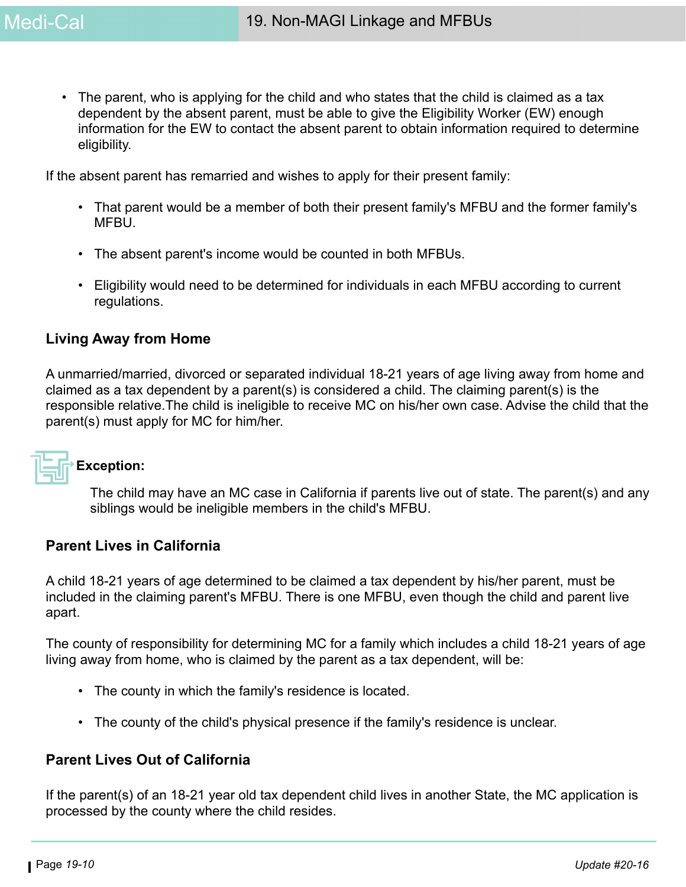- The parent, who is applying for the child and who states that the child is claimed as a tax dependent by the absent parent, must be able to give the Eligibility Worker (EW) enough information for the EW to contact the absent parent to obtain information required to determine eligibility.

If the absent parent has remarried and wishes to apply for their present family:

- That parent would be a member of both their present family's MFBU and the former family's MFBU.
- The absent parent's income would be counted in both MFBUs.
- Eligibility would need to be determined for individuals in each MFBU according to current regulations.

### Living Away from Home

A unmarried/married, divorced or separated individual 18-21 years of age living away from home and claimed as a tax dependent by a parent(s) is considered a child. The claiming parent(s) is the responsible relative.The child is ineligible to receive MC on his/her own case. Advise the child that the parent(s) must apply for MC for him/her.

**Exception:**

The child may have an MC case in California if parents live out of state. The parent(s) and any siblings would be ineligible members in the child's MFBU.

### Parent Lives in California

A child 18-21 years of age determined to be claimed a tax dependent by his/her parent, must be included in the claiming parent's MFBU. There is one MFBU, even though the child and parent live apart.

The county of responsibility for determining MC for a family which includes a child 18-21 years of age living away from home, who is claimed by the parent as a tax dependent, will be:

- The county in which the family's residence is located.
- The county of the child's physical presence if the family's residence is unclear.

### Parent Lives Out of California

If the parent(s) of an 18-21 year old tax dependent child lives in another State, the MC application is processed by the county where the child resides.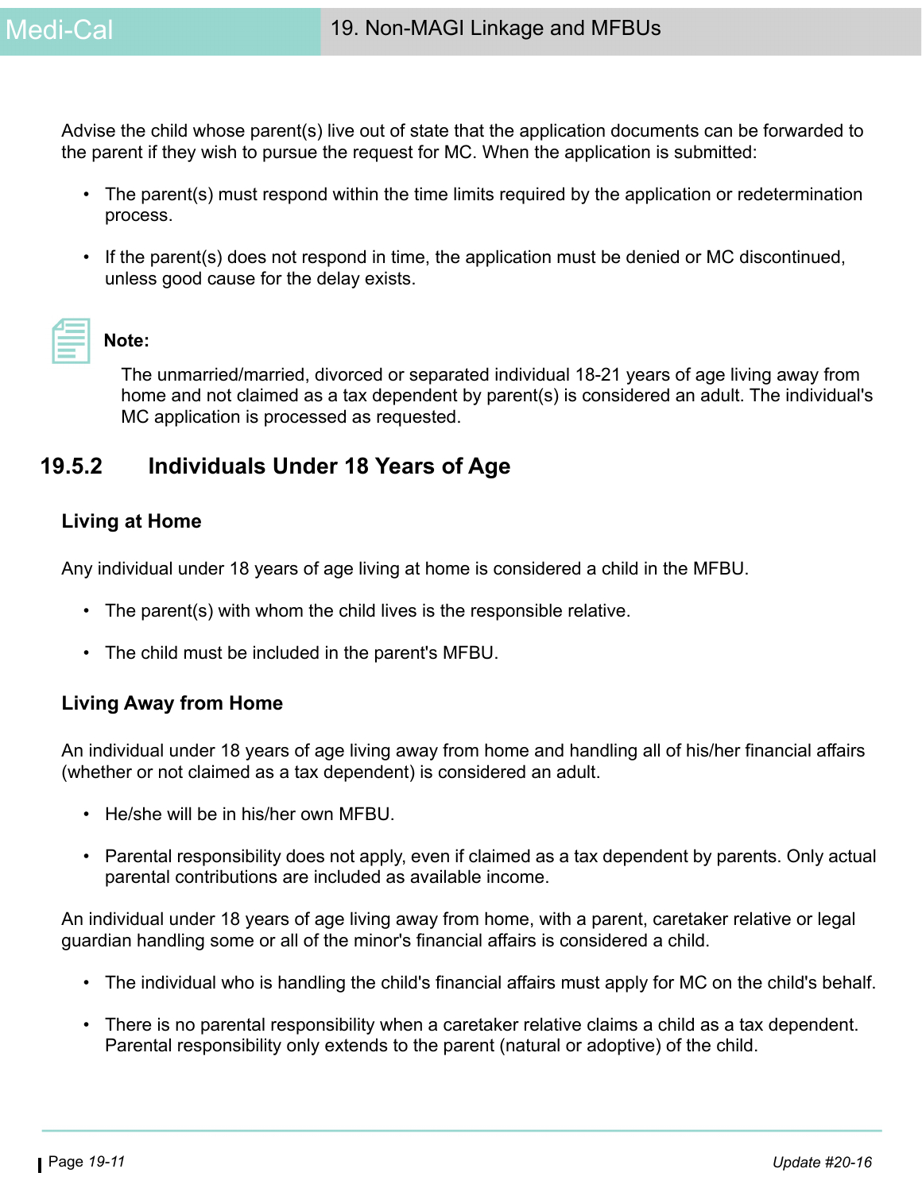Advise the child whose parent(s) live out of state that the application documents can be forwarded to the parent if they wish to pursue the request for MC. When the application is submitted:

- The parent(s) must respond within the time limits required by the application or redetermination process.
- If the parent(s) does not respond in time, the application must be denied or MC discontinued, unless good cause for the delay exists.

**Note:**

The unmarried/married, divorced or separated individual 18-21 years of age living away from home and not claimed as a tax dependent by parent(s) is considered an adult. The individual's MC application is processed as requested.

## 19.5.2 Individuals Under 18 Years of Age

### Living at Home

Any individual under 18 years of age living at home is considered a child in the MFBU.

- The parent(s) with whom the child lives is the responsible relative.
- The child must be included in the parent's MFBU.

### Living Away from Home

An individual under 18 years of age living away from home and handling all of his/her financial affairs (whether or not claimed as a tax dependent) is considered an adult.

- He/she will be in his/her own MFBU.
- Parental responsibility does not apply, even if claimed as a tax dependent by parents. Only actual parental contributions are included as available income.

An individual under 18 years of age living away from home, with a parent, caretaker relative or legal guardian handling some or all of the minor's financial affairs is considered a child.

- The individual who is handling the child's financial affairs must apply for MC on the child's behalf.
- There is no parental responsibility when a caretaker relative claims a child as a tax dependent. Parental responsibility only extends to the parent (natural or adoptive) of the child.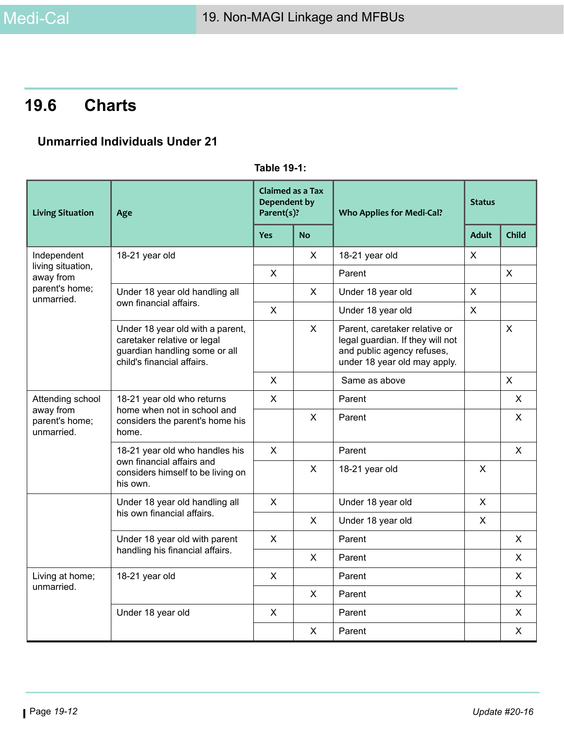## 19.6 Charts

### Unmarried Individuals Under 21

**Table 19-1:**

| Living Situation | Age | Claimed as a Tax Dependent by Parent(s)? | | Who Applies for Medi-Cal? | Status | |
|---|---|---|---|---|---|---|
| | | Yes | No | | Adult | Child |
| Independent living situation, away from parent's home; unmarried. | 18-21 year old | | X | 18-21 year old | X | |
| | | X | | Parent | | X |
| | Under 18 year old handling all own financial affairs. | | X | Under 18 year old | X | |
| | | X | | Under 18 year old | X | |
| | Under 18 year old with a parent, caretaker relative or legal guardian handling some or all child's financial affairs. | | X | Parent, caretaker relative or legal guardian. If they will not and public agency refuses, under 18 year old may apply. | | X |
| | | X | | Same as above | | X |
| Attending school away from parent's home; unmarried. | 18-21 year old who returns home when not in school and considers the parent's home his home. | X | | Parent | | X |
| | | | X | Parent | | X |
| | 18-21 year old who handles his own financial affairs and considers himself to be living on his own. | X | | Parent | | X |
| | | | X | 18-21 year old | X | |
| | Under 18 year old handling all his own financial affairs. | X | | Under 18 year old | X | |
| | | | X | Under 18 year old | X | |
| | Under 18 year old with parent handling his financial affairs. | X | | Parent | | X |
| | | | X | Parent | | X |
| Living at home; unmarried. | 18-21 year old | X | | Parent | | X |
| | | | X | Parent | | X |
| | Under 18 year old | X | | Parent | | X |
| | | | X | Parent | | X |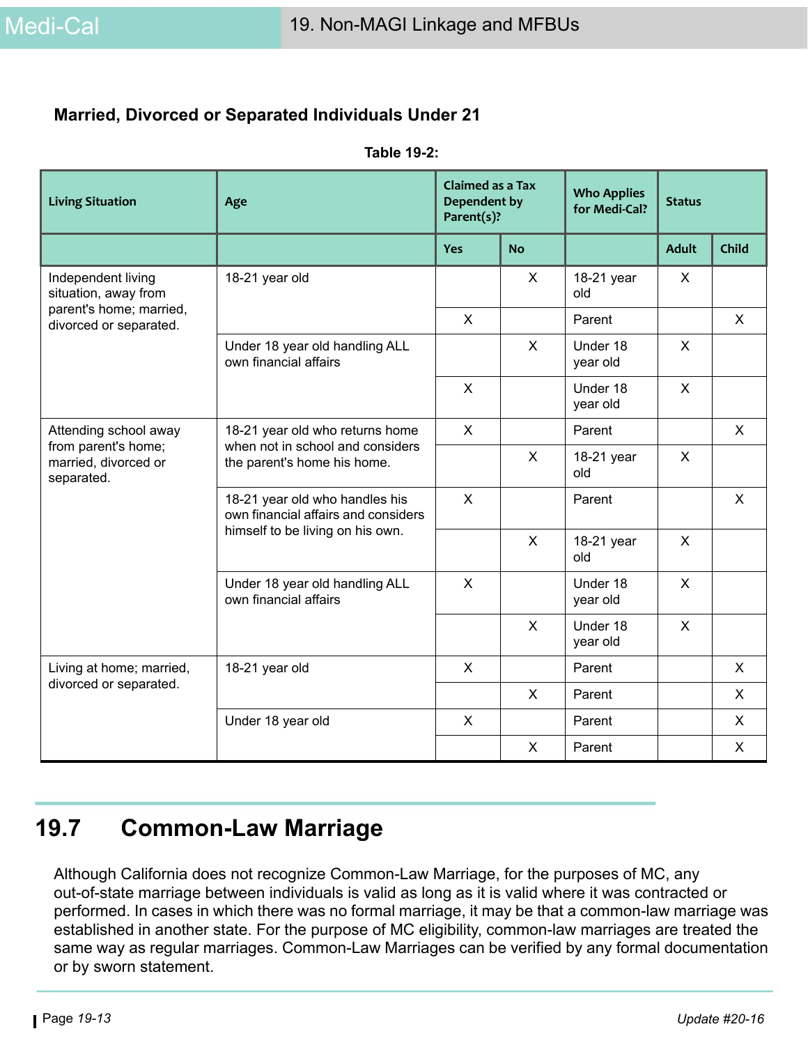### Married, Divorced or Separated Individuals Under 21

**Table 19-2:**

| Living Situation | Age | Claimed as a Tax Dependent by Parent(s)? | | Who Applies for Medi-Cal? | Status | |
|---|---|---|---|---|---|---|
| | | Yes | No | | Adult | Child |
| Independent living situation, away from parent's home; married, divorced or separated. | 18-21 year old | | X | 18-21 year old | X | |
| | | X | | Parent | | X |
| | Under 18 year old handling ALL own financial affairs | | X | Under 18 year old | X | |
| | | X | | Under 18 year old | X | |
| Attending school away from parent's home; married, divorced or separated. | 18-21 year old who returns home when not in school and considers the parent's home his home. | X | | Parent | | X |
| | | | X | 18-21 year old | X | |
| | 18-21 year old who handles his own financial affairs and considers himself to be living on his own. | X | | Parent | | X |
| | | | X | 18-21 year old | X | |
| | Under 18 year old handling ALL own financial affairs | X | | Under 18 year old | X | |
| | | | X | Under 18 year old | X | |
| Living at home; married, divorced or separated. | 18-21 year old | X | | Parent | | X |
| | | | X | Parent | | X |
| | Under 18 year old | X | | Parent | | X |
| | | | X | Parent | | X |

## 19.7 Common-Law Marriage

Although California does not recognize Common-Law Marriage, for the purposes of MC, any out-of-state marriage between individuals is valid as long as it is valid where it was contracted or performed. In cases in which there was no formal marriage, it may be that a common-law marriage was established in another state. For the purpose of MC eligibility, common-law marriages are treated the same way as regular marriages. Common-Law Marriages can be verified by any formal documentation or by sworn statement.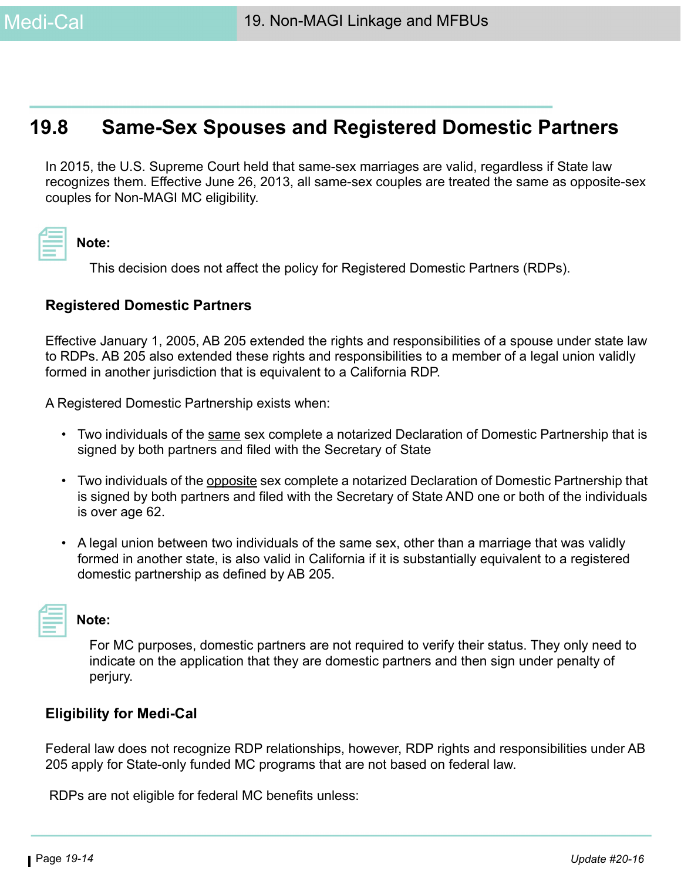## 19.8 Same-Sex Spouses and Registered Domestic Partners

In 2015, the U.S. Supreme Court held that same-sex marriages are valid, regardless if State law recognizes them. Effective June 26, 2013, all same-sex couples are treated the same as opposite-sex couples for Non-MAGI MC eligibility.

**Note:**

This decision does not affect the policy for Registered Domestic Partners (RDPs).

### Registered Domestic Partners

Effective January 1, 2005, AB 205 extended the rights and responsibilities of a spouse under state law to RDPs. AB 205 also extended these rights and responsibilities to a member of a legal union validly formed in another jurisdiction that is equivalent to a California RDP.

A Registered Domestic Partnership exists when:

- Two individuals of the <u>same</u> sex complete a notarized Declaration of Domestic Partnership that is signed by both partners and filed with the Secretary of State
- Two individuals of the <u>opposite</u> sex complete a notarized Declaration of Domestic Partnership that is signed by both partners and filed with the Secretary of State AND one or both of the individuals is over age 62.
- A legal union between two individuals of the same sex, other than a marriage that was validly formed in another state, is also valid in California if it is substantially equivalent to a registered domestic partnership as defined by AB 205.

**Note:**

For MC purposes, domestic partners are not required to verify their status. They only need to indicate on the application that they are domestic partners and then sign under penalty of perjury.

### Eligibility for Medi-Cal

Federal law does not recognize RDP relationships, however, RDP rights and responsibilities under AB 205 apply for State-only funded MC programs that are not based on federal law.

RDPs are not eligible for federal MC benefits unless: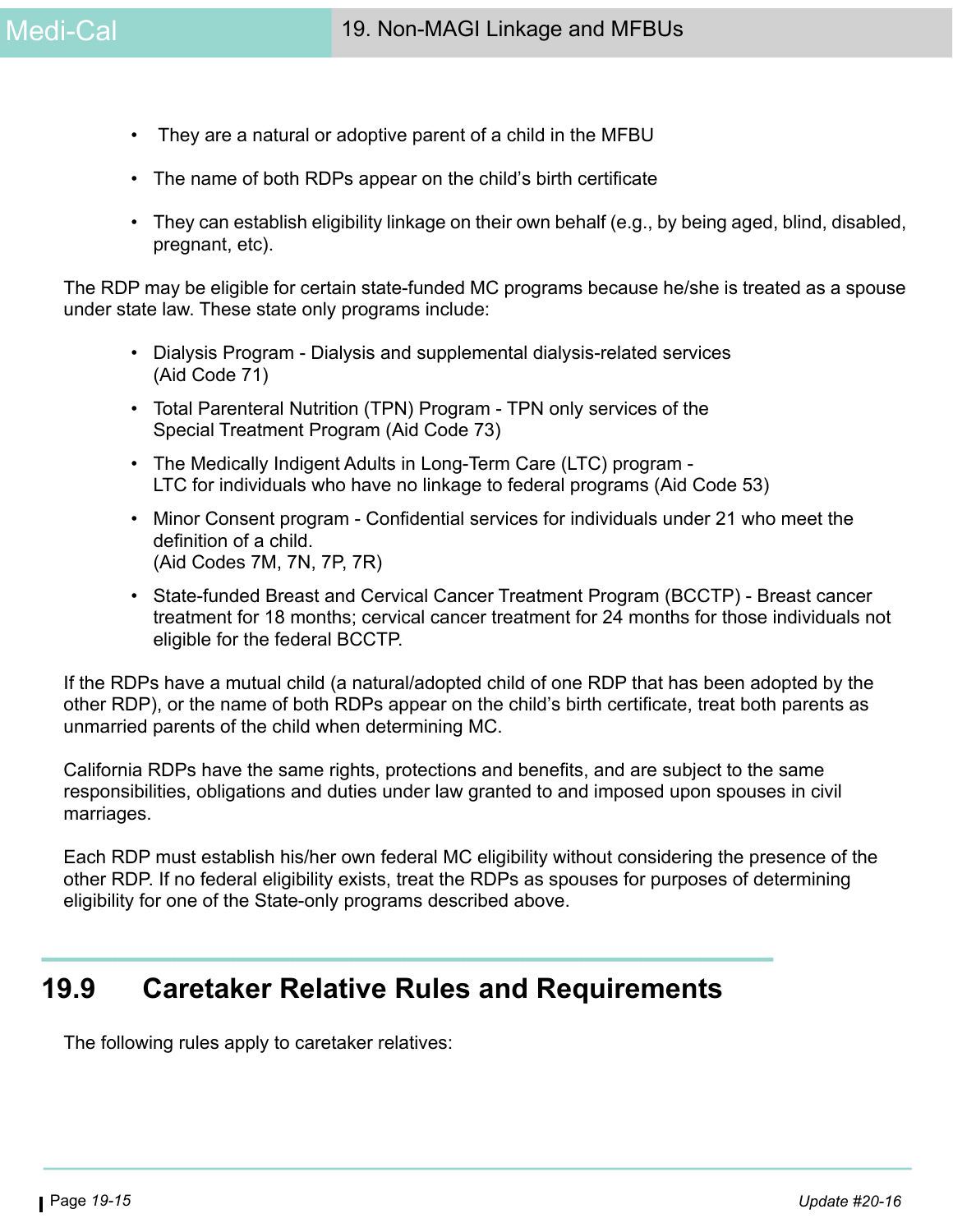- They are a natural or adoptive parent of a child in the MFBU
- The name of both RDPs appear on the child's birth certificate
- They can establish eligibility linkage on their own behalf (e.g., by being aged, blind, disabled, pregnant, etc).

The RDP may be eligible for certain state-funded MC programs because he/she is treated as a spouse under state law. These state only programs include:

- Dialysis Program - Dialysis and supplemental dialysis-related services (Aid Code 71)
- Total Parenteral Nutrition (TPN) Program - TPN only services of the Special Treatment Program (Aid Code 73)
- The Medically Indigent Adults in Long-Term Care (LTC) program - LTC for individuals who have no linkage to federal programs (Aid Code 53)
- Minor Consent program - Confidential services for individuals under 21 who meet the definition of a child. (Aid Codes 7M, 7N, 7P, 7R)
- State-funded Breast and Cervical Cancer Treatment Program (BCCTP) - Breast cancer treatment for 18 months; cervical cancer treatment for 24 months for those individuals not eligible for the federal BCCTP.

If the RDPs have a mutual child (a natural/adopted child of one RDP that has been adopted by the other RDP), or the name of both RDPs appear on the child's birth certificate, treat both parents as unmarried parents of the child when determining MC.

California RDPs have the same rights, protections and benefits, and are subject to the same responsibilities, obligations and duties under law granted to and imposed upon spouses in civil marriages.

Each RDP must establish his/her own federal MC eligibility without considering the presence of the other RDP. If no federal eligibility exists, treat the RDPs as spouses for purposes of determining eligibility for one of the State-only programs described above.

## 19.9 Caretaker Relative Rules and Requirements

The following rules apply to caretaker relatives: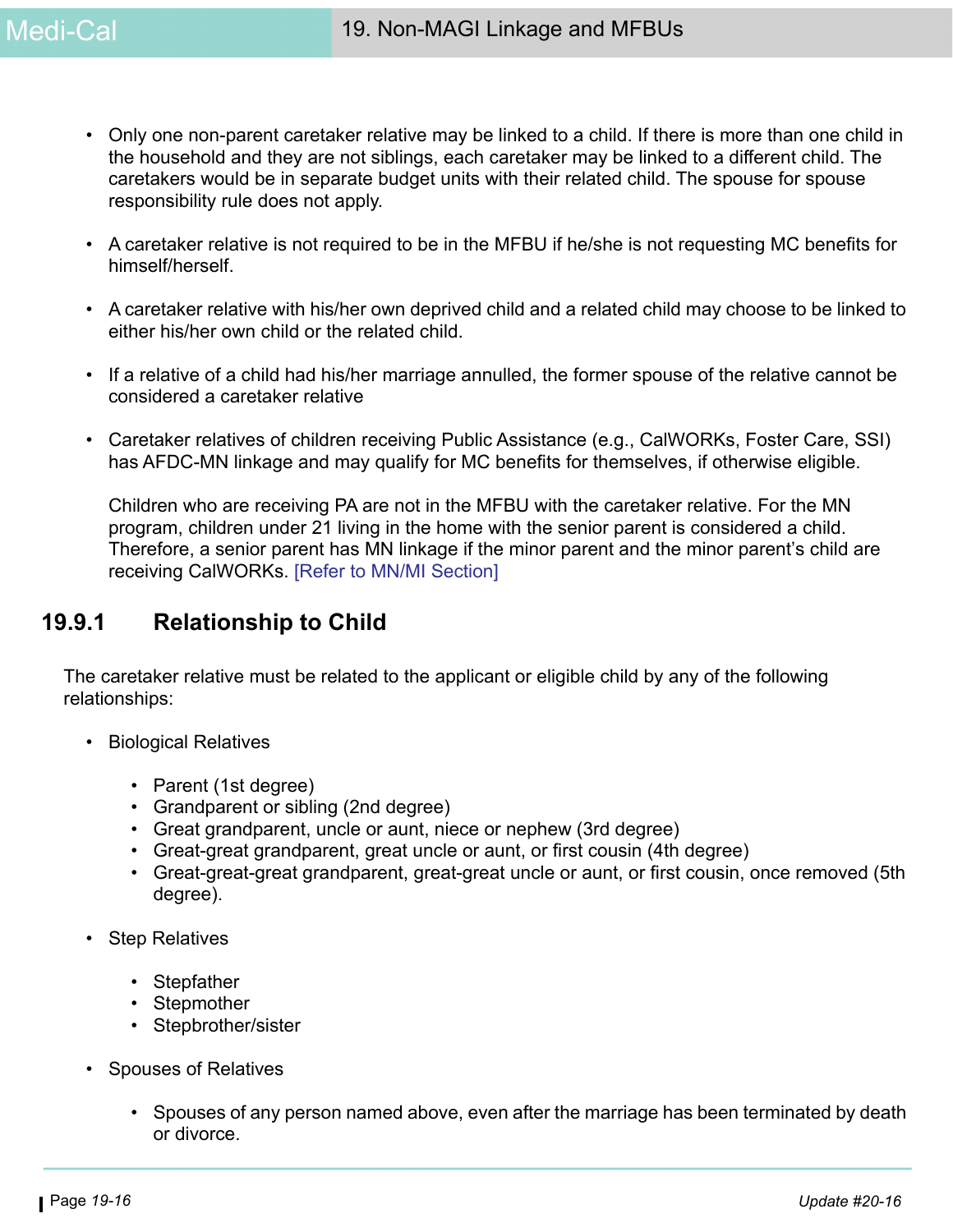- Only one non-parent caretaker relative may be linked to a child. If there is more than one child in the household and they are not siblings, each caretaker may be linked to a different child. The caretakers would be in separate budget units with their related child. The spouse for spouse responsibility rule does not apply.

- A caretaker relative is not required to be in the MFBU if he/she is not requesting MC benefits for himself/herself.

- A caretaker relative with his/her own deprived child and a related child may choose to be linked to either his/her own child or the related child.

- If a relative of a child had his/her marriage annulled, the former spouse of the relative cannot be considered a caretaker relative

- Caretaker relatives of children receiving Public Assistance (e.g., CalWORKs, Foster Care, SSI) has AFDC-MN linkage and may qualify for MC benefits for themselves, if otherwise eligible.

  Children who are receiving PA are not in the MFBU with the caretaker relative. For the MN program, children under 21 living in the home with the senior parent is considered a child. Therefore, a senior parent has MN linkage if the minor parent and the minor parent's child are receiving CalWORKs. [Refer to MN/MI Section]

## 19.9.1 Relationship to Child

The caretaker relative must be related to the applicant or eligible child by any of the following relationships:

- Biological Relatives
  - Parent (1st degree)
  - Grandparent or sibling (2nd degree)
  - Great grandparent, uncle or aunt, niece or nephew (3rd degree)
  - Great-great grandparent, great uncle or aunt, or first cousin (4th degree)
  - Great-great-great grandparent, great-great uncle or aunt, or first cousin, once removed (5th degree).
- Step Relatives
  - Stepfather
  - Stepmother
  - Stepbrother/sister
- Spouses of Relatives
  - Spouses of any person named above, even after the marriage has been terminated by death or divorce.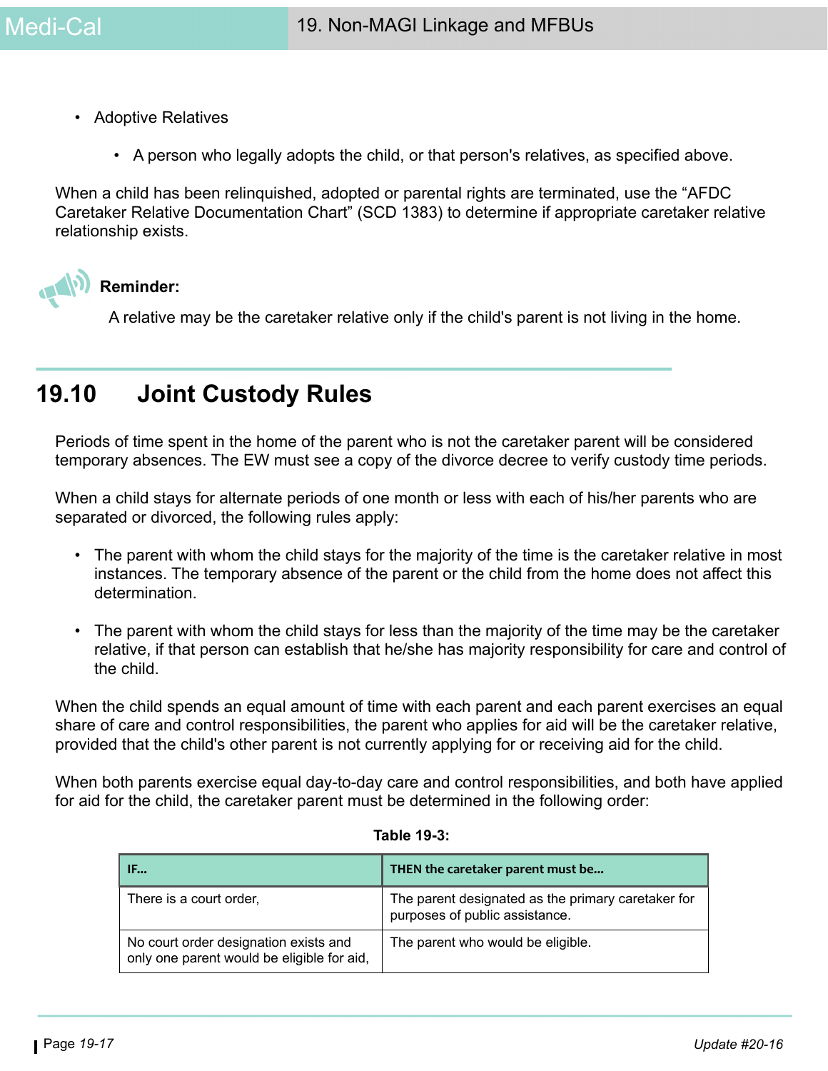- Adoptive Relatives
  - A person who legally adopts the child, or that person's relatives, as specified above.

When a child has been relinquished, adopted or parental rights are terminated, use the “AFDC Caretaker Relative Documentation Chart” (SCD 1383) to determine if appropriate caretaker relative relationship exists.

**Reminder:**

A relative may be the caretaker relative only if the child's parent is not living in the home.

## 19.10 Joint Custody Rules

Periods of time spent in the home of the parent who is not the caretaker parent will be considered temporary absences. The EW must see a copy of the divorce decree to verify custody time periods.

When a child stays for alternate periods of one month or less with each of his/her parents who are separated or divorced, the following rules apply:

- The parent with whom the child stays for the majority of the time is the caretaker relative in most instances. The temporary absence of the parent or the child from the home does not affect this determination.
- The parent with whom the child stays for less than the majority of the time may be the caretaker relative, if that person can establish that he/she has majority responsibility for care and control of the child.

When the child spends an equal amount of time with each parent and each parent exercises an equal share of care and control responsibilities, the parent who applies for aid will be the caretaker relative, provided that the child's other parent is not currently applying for or receiving aid for the child.

When both parents exercise equal day-to-day care and control responsibilities, and both have applied for aid for the child, the caretaker parent must be determined in the following order:

**Table 19-3:**

| IF... | THEN the caretaker parent must be... |
|---|---|
| There is a court order, | The parent designated as the primary caretaker for purposes of public assistance. |
| No court order designation exists and only one parent would be eligible for aid, | The parent who would be eligible. |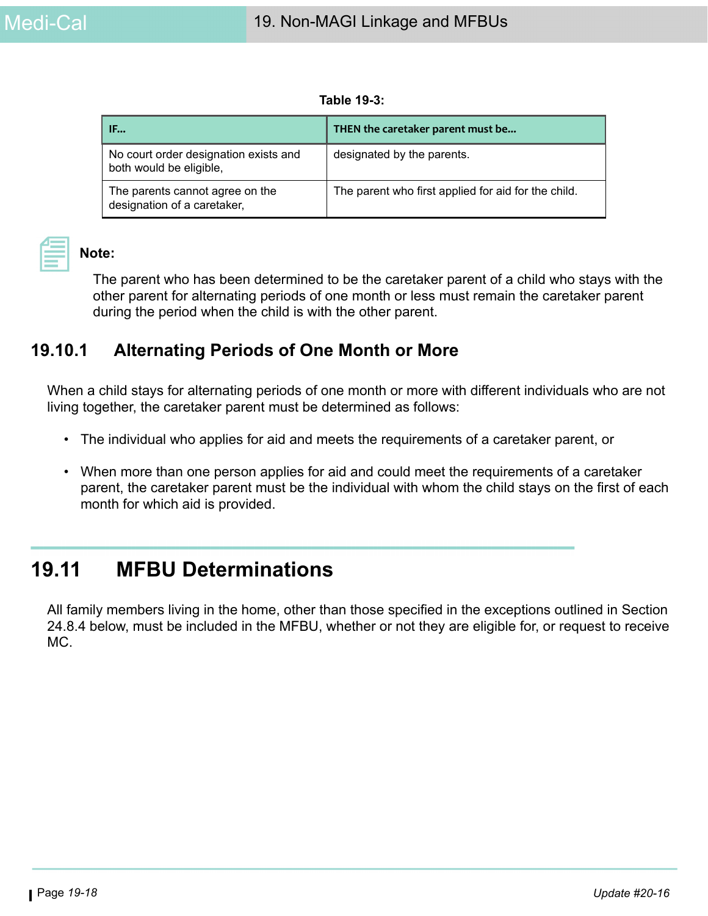**Table 19-3:**

| IF... | THEN the caretaker parent must be... |
| --- | --- |
| No court order designation exists and both would be eligible, | designated by the parents. |
| The parents cannot agree on the designation of a caretaker, | The parent who first applied for aid for the child. |

**Note:**

The parent who has been determined to be the caretaker parent of a child who stays with the other parent for alternating periods of one month or less must remain the caretaker parent during the period when the child is with the other parent.

### 19.10.1 Alternating Periods of One Month or More

When a child stays for alternating periods of one month or more with different individuals who are not living together, the caretaker parent must be determined as follows:

- The individual who applies for aid and meets the requirements of a caretaker parent, or
- When more than one person applies for aid and could meet the requirements of a caretaker parent, the caretaker parent must be the individual with whom the child stays on the first of each month for which aid is provided.

## 19.11 MFBU Determinations

All family members living in the home, other than those specified in the exceptions outlined in Section 24.8.4 below, must be included in the MFBU, whether or not they are eligible for, or request to receive MC.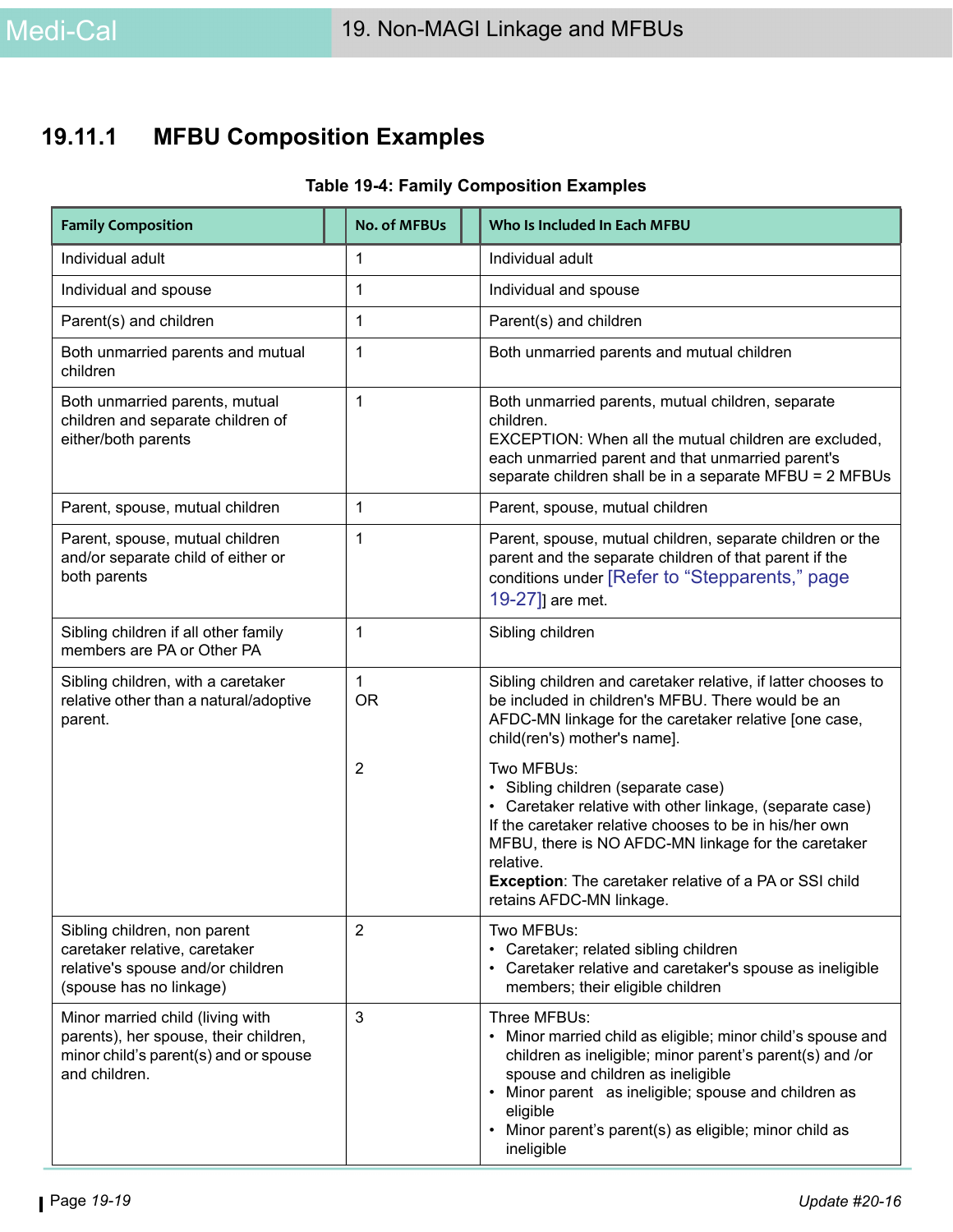## 19.11.1 MFBU Composition Examples

**Table 19-4: Family Composition Examples**

| Family Composition | No. of MFBUs | Who Is Included In Each MFBU |
|---|---|---|
| Individual adult | 1 | Individual adult |
| Individual and spouse | 1 | Individual and spouse |
| Parent(s) and children | 1 | Parent(s) and children |
| Both unmarried parents and mutual children | 1 | Both unmarried parents and mutual children |
| Both unmarried parents, mutual children and separate children of either/both parents | 1 | Both unmarried parents, mutual children, separate children.<br>EXCEPTION: When all the mutual children are excluded, each unmarried parent and that unmarried parent's separate children shall be in a separate MFBU = 2 MFBUs |
| Parent, spouse, mutual children | 1 | Parent, spouse, mutual children |
| Parent, spouse, mutual children and/or separate child of either or both parents | 1 | Parent, spouse, mutual children, separate children or the parent and the separate children of that parent if the conditions under [Refer to "Stepparents," page 19-27]] are met. |
| Sibling children if all other family members are PA or Other PA | 1 | Sibling children |
| Sibling children, with a caretaker relative other than a natural/adoptive parent. | 1<br>OR<br><br>2 | Sibling children and caretaker relative, if latter chooses to be included in children's MFBU. There would be an AFDC-MN linkage for the caretaker relative [one case, child(ren's) mother's name].<br><br>Two MFBUs:<br>• Sibling children (separate case)<br>• Caretaker relative with other linkage, (separate case)<br>If the caretaker relative chooses to be in his/her own MFBU, there is NO AFDC-MN linkage for the caretaker relative.<br>**Exception**: The caretaker relative of a PA or SSI child retains AFDC-MN linkage. |
| Sibling children, non parent caretaker relative, caretaker relative's spouse and/or children (spouse has no linkage) | 2 | Two MFBUs:<br>• Caretaker; related sibling children<br>• Caretaker relative and caretaker's spouse as ineligible members; their eligible children |
| Minor married child (living with parents), her spouse, their children, minor child's parent(s) and or spouse and children. | 3 | Three MFBUs:<br>• Minor married child as eligible; minor child's spouse and children as ineligible; minor parent's parent(s) and /or spouse and children as ineligible<br>• Minor parent as ineligible; spouse and children as eligible<br>• Minor parent's parent(s) as eligible; minor child as ineligible |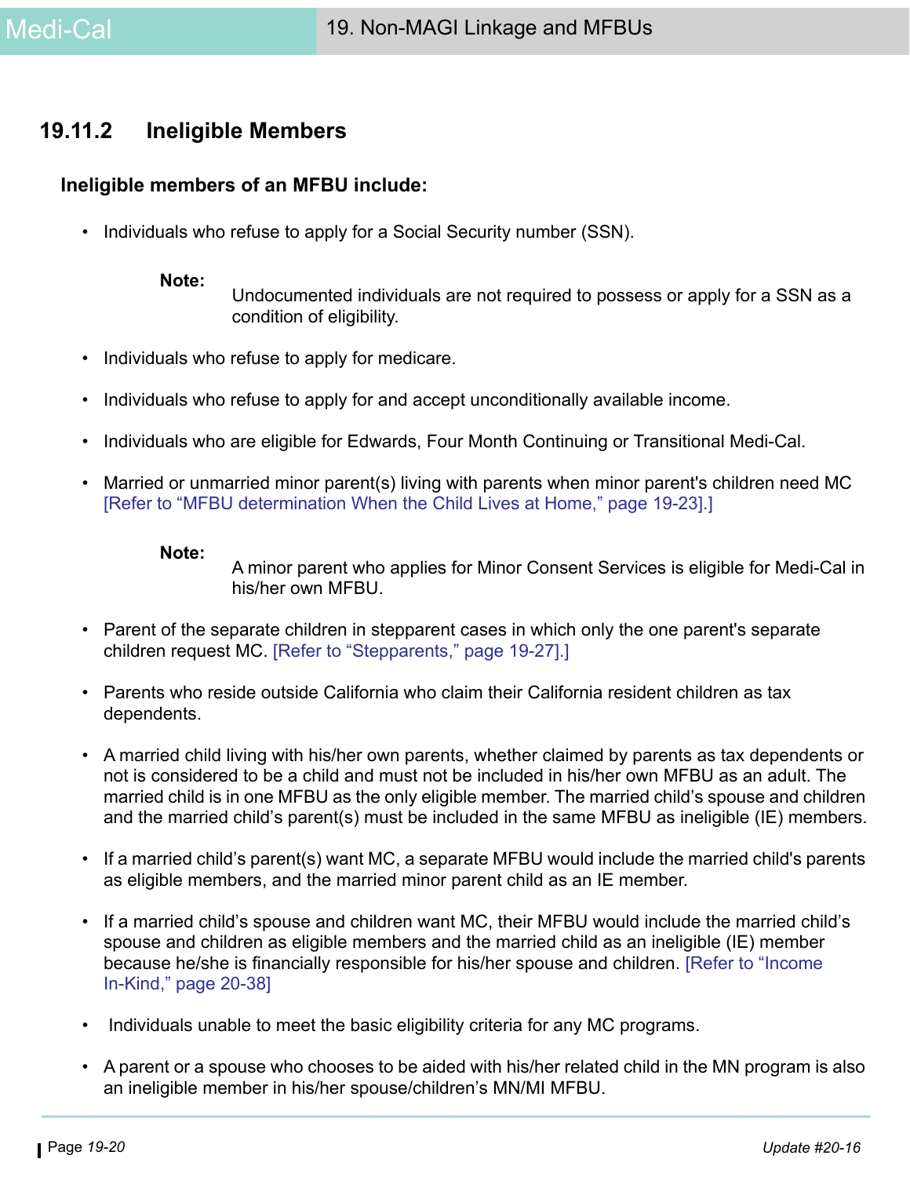## 19.11.2 Ineligible Members

**Ineligible members of an MFBU include:**

- Individuals who refuse to apply for a Social Security number (SSN).

  **Note:** Undocumented individuals are not required to possess or apply for a SSN as a condition of eligibility.

- Individuals who refuse to apply for medicare.
- Individuals who refuse to apply for and accept unconditionally available income.
- Individuals who are eligible for Edwards, Four Month Continuing or Transitional Medi-Cal.
- Married or unmarried minor parent(s) living with parents when minor parent's children need MC [Refer to "MFBU determination When the Child Lives at Home," page 19-23].]

  **Note:** A minor parent who applies for Minor Consent Services is eligible for Medi-Cal in his/her own MFBU.

- Parent of the separate children in stepparent cases in which only the one parent's separate children request MC. [Refer to "Stepparents," page 19-27].]
- Parents who reside outside California who claim their California resident children as tax dependents.
- A married child living with his/her own parents, whether claimed by parents as tax dependents or not is considered to be a child and must not be included in his/her own MFBU as an adult. The married child is in one MFBU as the only eligible member. The married child's spouse and children and the married child's parent(s) must be included in the same MFBU as ineligible (IE) members.
- If a married child's parent(s) want MC, a separate MFBU would include the married child's parents as eligible members, and the married minor parent child as an IE member.
- If a married child's spouse and children want MC, their MFBU would include the married child's spouse and children as eligible members and the married child as an ineligible (IE) member because he/she is financially responsible for his/her spouse and children. [Refer to "Income In-Kind," page 20-38]
- Individuals unable to meet the basic eligibility criteria for any MC programs.
- A parent or a spouse who chooses to be aided with his/her related child in the MN program is also an ineligible member in his/her spouse/children's MN/MI MFBU.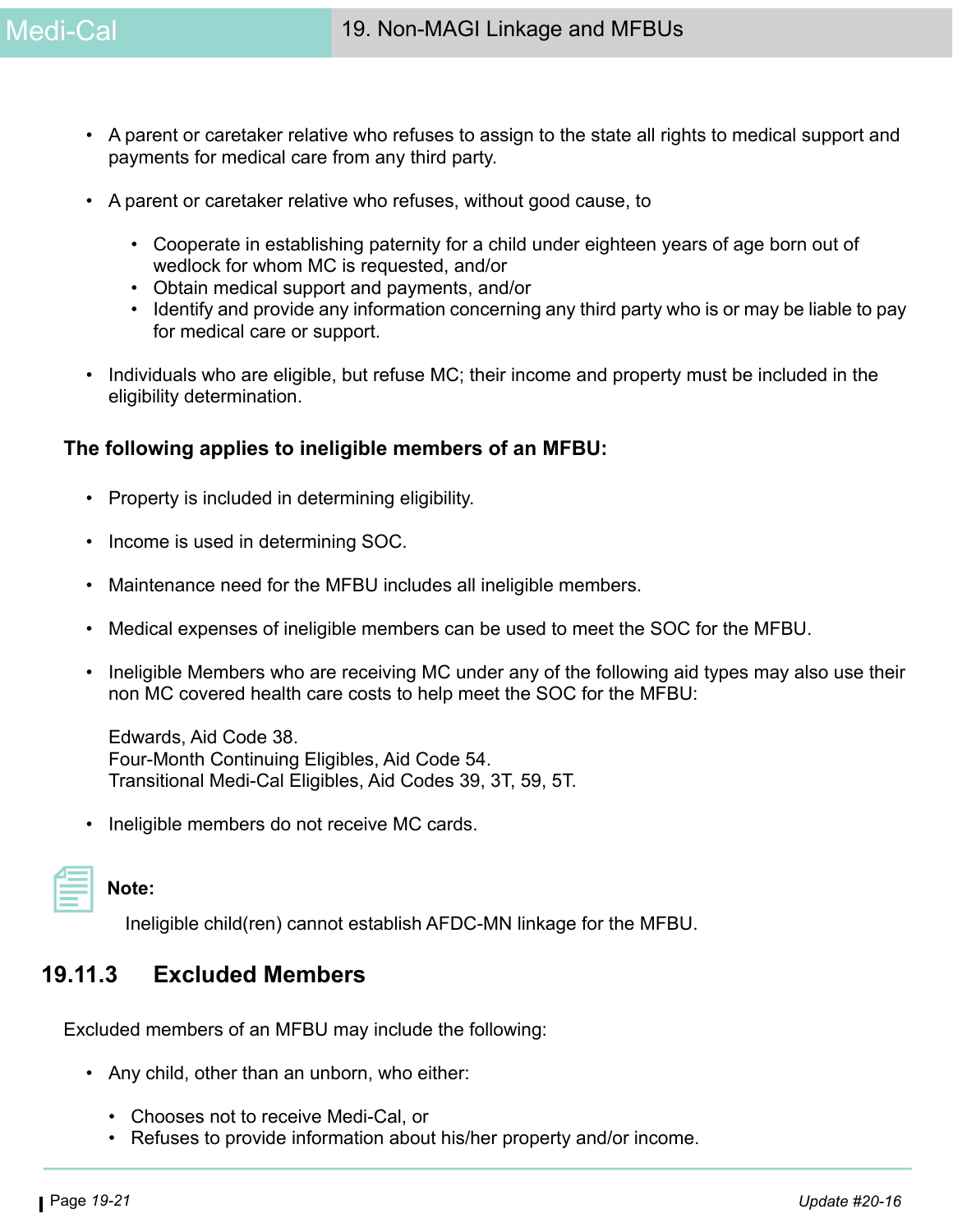- A parent or caretaker relative who refuses to assign to the state all rights to medical support and payments for medical care from any third party.
- A parent or caretaker relative who refuses, without good cause, to
  - Cooperate in establishing paternity for a child under eighteen years of age born out of wedlock for whom MC is requested, and/or
  - Obtain medical support and payments, and/or
  - Identify and provide any information concerning any third party who is or may be liable to pay for medical care or support.
- Individuals who are eligible, but refuse MC; their income and property must be included in the eligibility determination.

**The following applies to ineligible members of an MFBU:**

- Property is included in determining eligibility.
- Income is used in determining SOC.
- Maintenance need for the MFBU includes all ineligible members.
- Medical expenses of ineligible members can be used to meet the SOC for the MFBU.
- Ineligible Members who are receiving MC under any of the following aid types may also use their non MC covered health care costs to help meet the SOC for the MFBU:

  Edwards, Aid Code 38.
  Four-Month Continuing Eligibles, Aid Code 54.
  Transitional Medi-Cal Eligibles, Aid Codes 39, 3T, 59, 5T.

- Ineligible members do not receive MC cards.

**Note:**

Ineligible child(ren) cannot establish AFDC-MN linkage for the MFBU.

### 19.11.3 Excluded Members

Excluded members of an MFBU may include the following:

- Any child, other than an unborn, who either:
  - Chooses not to receive Medi-Cal, or
  - Refuses to provide information about his/her property and/or income.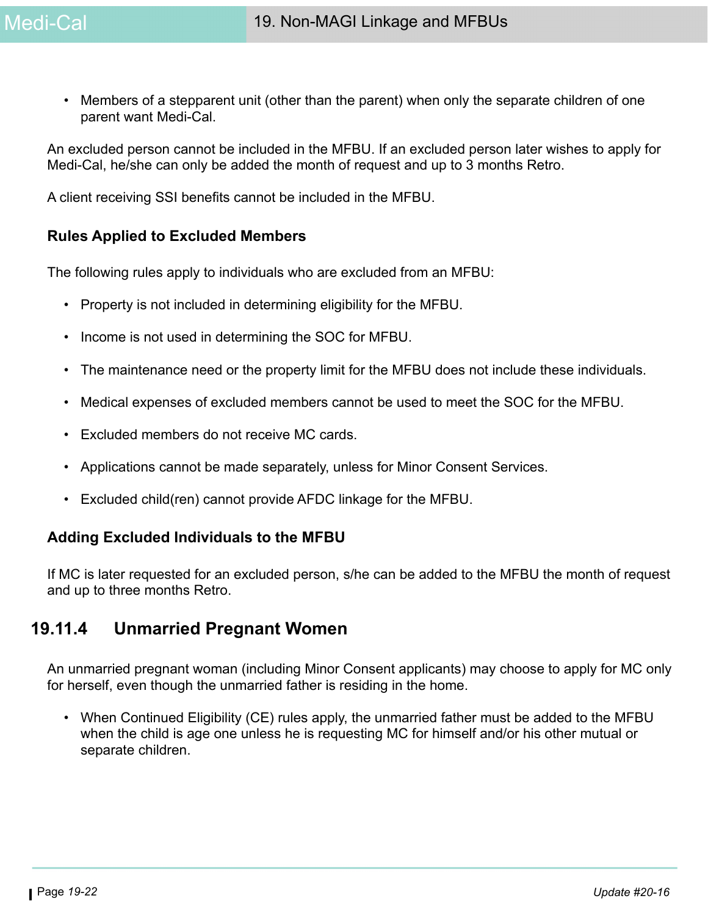- Members of a stepparent unit (other than the parent) when only the separate children of one parent want Medi-Cal.

An excluded person cannot be included in the MFBU. If an excluded person later wishes to apply for Medi-Cal, he/she can only be added the month of request and up to 3 months Retro.

A client receiving SSI benefits cannot be included in the MFBU.

### Rules Applied to Excluded Members

The following rules apply to individuals who are excluded from an MFBU:

- Property is not included in determining eligibility for the MFBU.
- Income is not used in determining the SOC for MFBU.
- The maintenance need or the property limit for the MFBU does not include these individuals.
- Medical expenses of excluded members cannot be used to meet the SOC for the MFBU.
- Excluded members do not receive MC cards.
- Applications cannot be made separately, unless for Minor Consent Services.
- Excluded child(ren) cannot provide AFDC linkage for the MFBU.

### Adding Excluded Individuals to the MFBU

If MC is later requested for an excluded person, s/he can be added to the MFBU the month of request and up to three months Retro.

## 19.11.4 Unmarried Pregnant Women

An unmarried pregnant woman (including Minor Consent applicants) may choose to apply for MC only for herself, even though the unmarried father is residing in the home.

- When Continued Eligibility (CE) rules apply, the unmarried father must be added to the MFBU when the child is age one unless he is requesting MC for himself and/or his other mutual or separate children.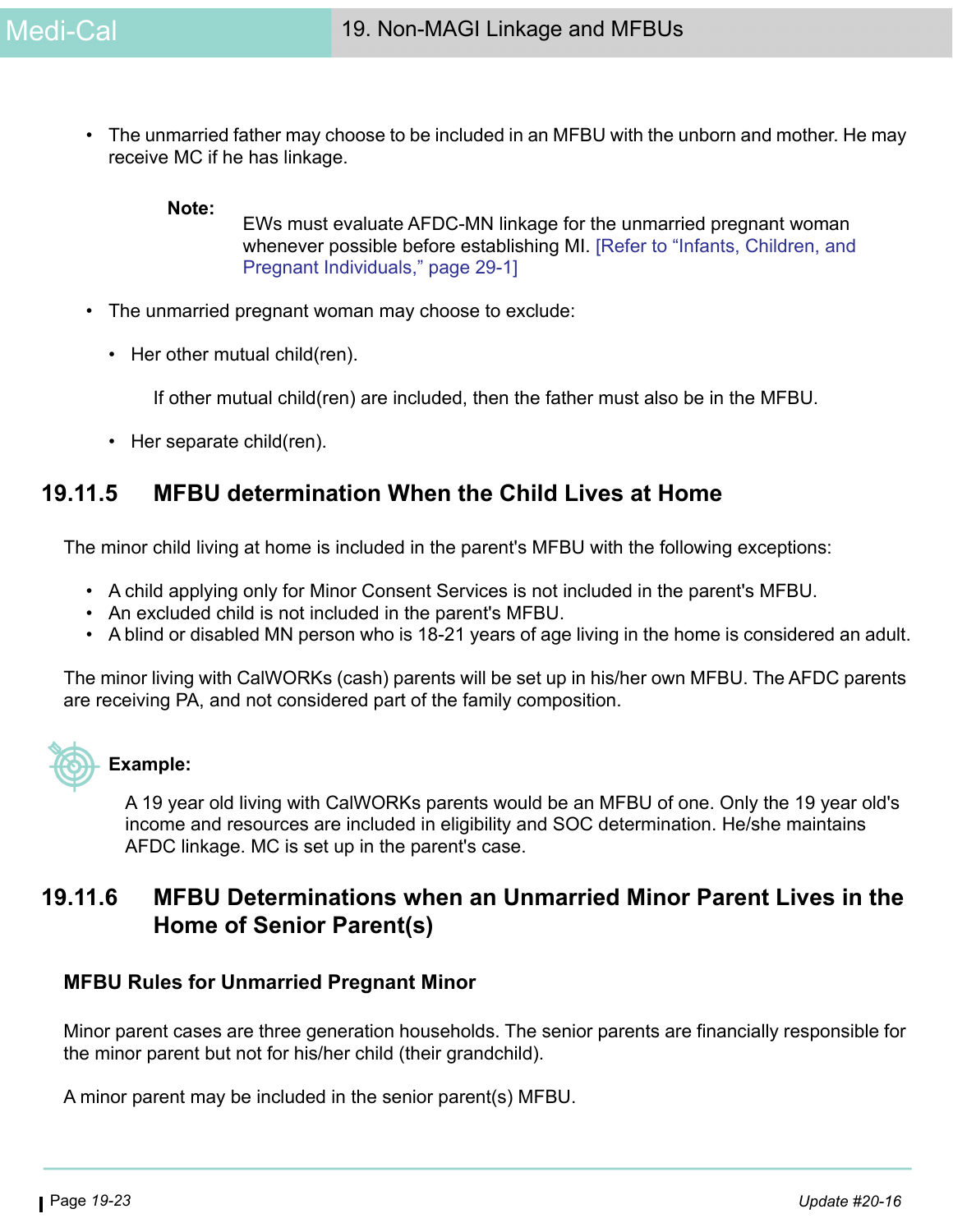- The unmarried father may choose to be included in an MFBU with the unborn and mother. He may receive MC if he has linkage.

> **Note:**
> EWs must evaluate AFDC-MN linkage for the unmarried pregnant woman whenever possible before establishing MI. [Refer to "Infants, Children, and Pregnant Individuals," page 29-1]

- The unmarried pregnant woman may choose to exclude:
  - Her other mutual child(ren).

    If other mutual child(ren) are included, then the father must also be in the MFBU.
  - Her separate child(ren).

## 19.11.5 MFBU determination When the Child Lives at Home

The minor child living at home is included in the parent's MFBU with the following exceptions:

- A child applying only for Minor Consent Services is not included in the parent's MFBU.
- An excluded child is not included in the parent's MFBU.
- A blind or disabled MN person who is 18-21 years of age living in the home is considered an adult.

The minor living with CalWORKs (cash) parents will be set up in his/her own MFBU. The AFDC parents are receiving PA, and not considered part of the family composition.

**Example:**

A 19 year old living with CalWORKs parents would be an MFBU of one. Only the 19 year old's income and resources are included in eligibility and SOC determination. He/she maintains AFDC linkage. MC is set up in the parent's case.

## 19.11.6 MFBU Determinations when an Unmarried Minor Parent Lives in the Home of Senior Parent(s)

### MFBU Rules for Unmarried Pregnant Minor

Minor parent cases are three generation households. The senior parents are financially responsible for the minor parent but not for his/her child (their grandchild).

A minor parent may be included in the senior parent(s) MFBU.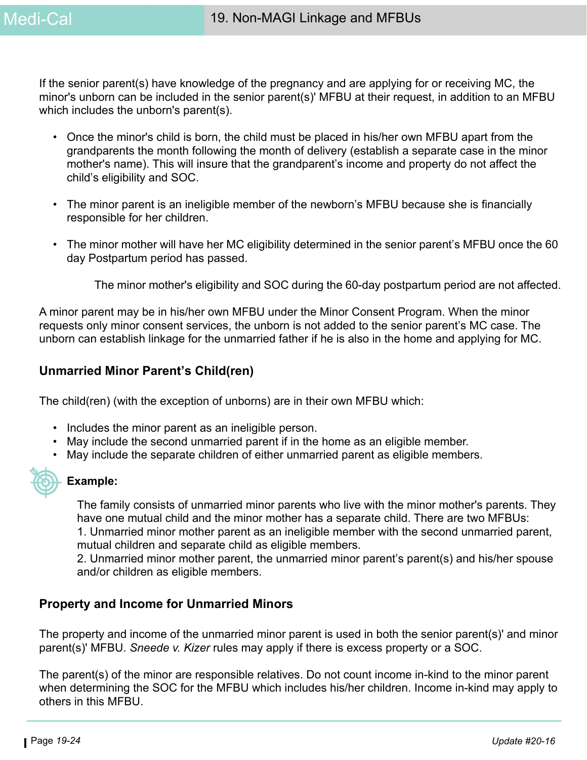If the senior parent(s) have knowledge of the pregnancy and are applying for or receiving MC, the minor's unborn can be included in the senior parent(s)' MFBU at their request, in addition to an MFBU which includes the unborn's parent(s).

- Once the minor's child is born, the child must be placed in his/her own MFBU apart from the grandparents the month following the month of delivery (establish a separate case in the minor mother's name). This will insure that the grandparent's income and property do not affect the child's eligibility and SOC.
- The minor parent is an ineligible member of the newborn's MFBU because she is financially responsible for her children.
- The minor mother will have her MC eligibility determined in the senior parent's MFBU once the 60 day Postpartum period has passed.

  The minor mother's eligibility and SOC during the 60-day postpartum period are not affected.

A minor parent may be in his/her own MFBU under the Minor Consent Program. When the minor requests only minor consent services, the unborn is not added to the senior parent's MC case. The unborn can establish linkage for the unmarried father if he is also in the home and applying for MC.

### Unmarried Minor Parent's Child(ren)

The child(ren) (with the exception of unborns) are in their own MFBU which:

- Includes the minor parent as an ineligible person.
- May include the second unmarried parent if in the home as an eligible member.
- May include the separate children of either unmarried parent as eligible members.

**Example:**

The family consists of unmarried minor parents who live with the minor mother's parents. They have one mutual child and the minor mother has a separate child. There are two MFBUs:
1. Unmarried minor mother parent as an ineligible member with the second unmarried parent, mutual children and separate child as eligible members.
2. Unmarried minor mother parent, the unmarried minor parent's parent(s) and his/her spouse and/or children as eligible members.

### Property and Income for Unmarried Minors

The property and income of the unmarried minor parent is used in both the senior parent(s)' and minor parent(s)' MFBU. *Sneede v. Kizer* rules may apply if there is excess property or a SOC.

The parent(s) of the minor are responsible relatives. Do not count income in-kind to the minor parent when determining the SOC for the MFBU which includes his/her children. Income in-kind may apply to others in this MFBU.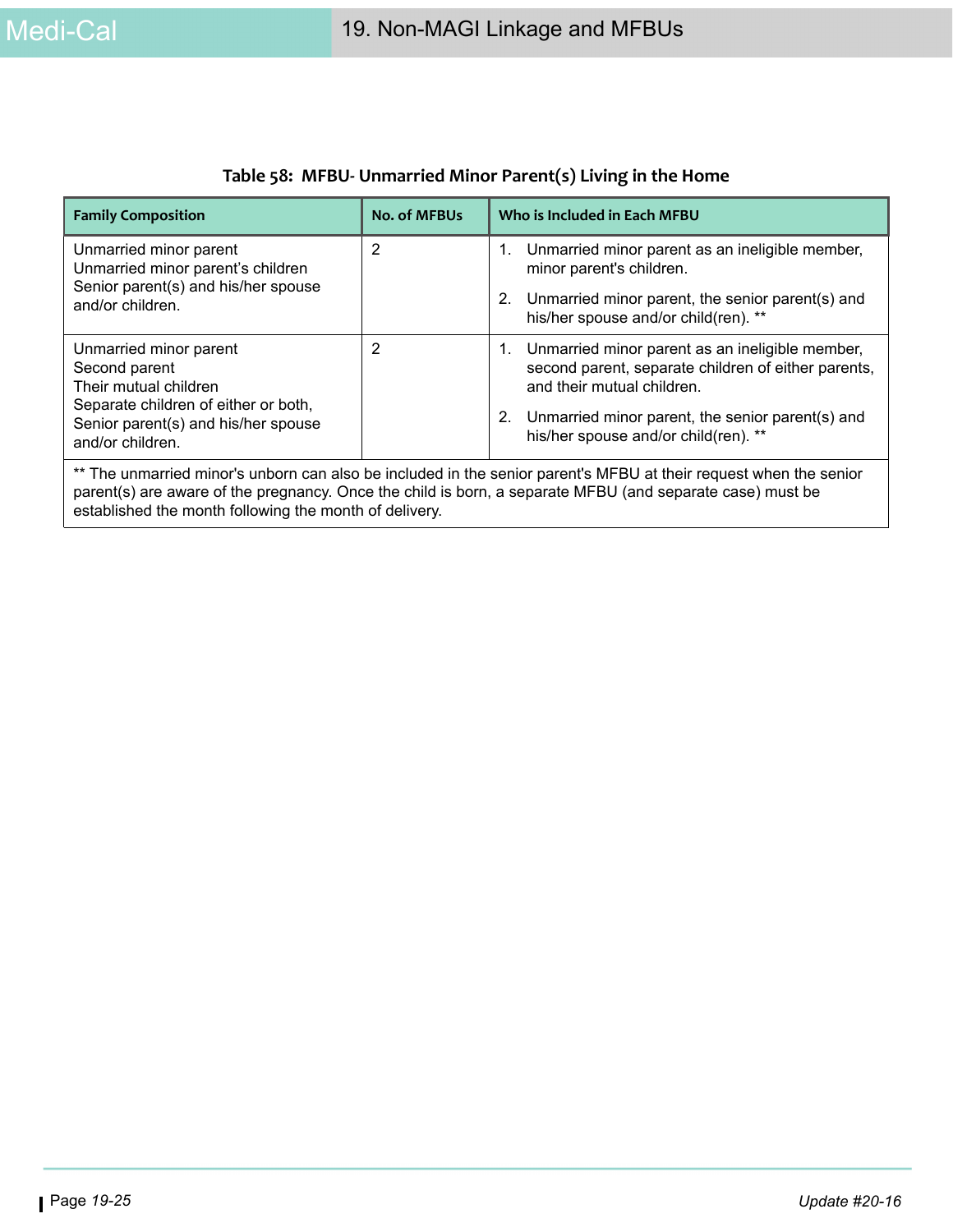**Table 58: MFBU- Unmarried Minor Parent(s) Living in the Home**

| Family Composition | No. of MFBUs | Who is Included in Each MFBU |
|---|---|---|
| Unmarried minor parent<br>Unmarried minor parent's children<br>Senior parent(s) and his/her spouse and/or children. | 2 | 1. Unmarried minor parent as an ineligible member, minor parent's children.<br>2. Unmarried minor parent, the senior parent(s) and his/her spouse and/or child(ren). ** |
| Unmarried minor parent<br>Second parent<br>Their mutual children<br>Separate children of either or both,<br>Senior parent(s) and his/her spouse and/or children. | 2 | 1. Unmarried minor parent as an ineligible member, second parent, separate children of either parents, and their mutual children.<br>2. Unmarried minor parent, the senior parent(s) and his/her spouse and/or child(ren). ** |

** The unmarried minor's unborn can also be included in the senior parent's MFBU at their request when the senior parent(s) are aware of the pregnancy. Once the child is born, a separate MFBU (and separate case) must be established the month following the month of delivery.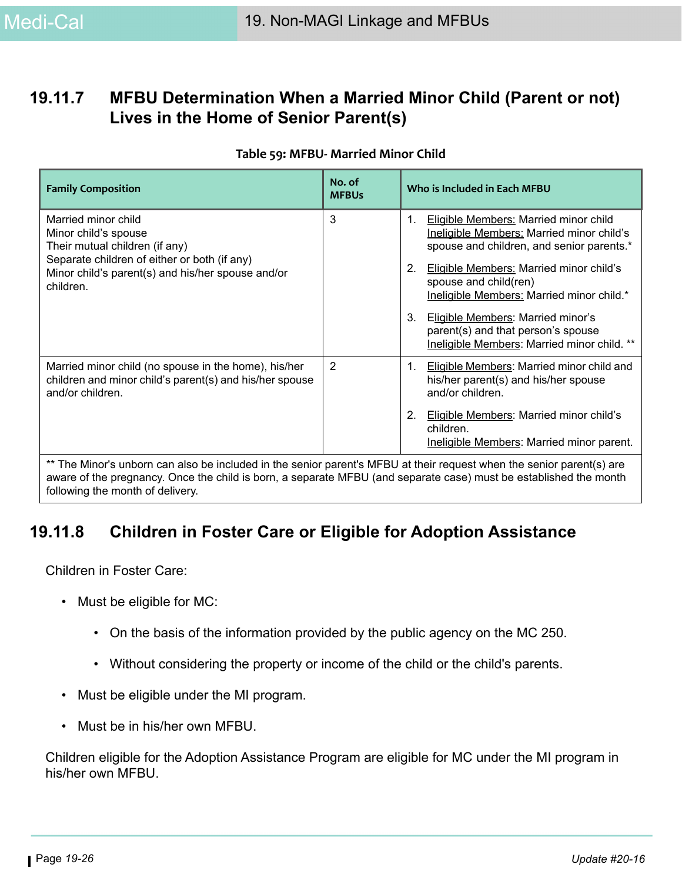### 19.11.7 MFBU Determination When a Married Minor Child (Parent or not) Lives in the Home of Senior Parent(s)

**Table 59: MFBU- Married Minor Child**

| Family Composition | No. of MFBUs | Who is Included in Each MFBU |
|---|---|---|
| Married minor child<br>Minor child's spouse<br>Their mutual children (if any)<br>Separate children of either or both (if any)<br>Minor child's parent(s) and his/her spouse and/or children. | 3 | 1. Eligible Members: Married minor child<br>Ineligible Members: Married minor child's spouse and children, and senior parents.*<br>2. Eligible Members: Married minor child's spouse and child(ren)<br>Ineligible Members: Married minor child.*<br>3. Eligible Members: Married minor's parent(s) and that person's spouse<br>Ineligible Members: Married minor child. ** |
| Married minor child (no spouse in the home), his/her children and minor child's parent(s) and his/her spouse and/or children. | 2 | 1. Eligible Members: Married minor child and his/her parent(s) and his/her spouse and/or children.<br>2. Eligible Members: Married minor child's children.<br>Ineligible Members: Married minor parent. |
| ** The Minor's unborn can also be included in the senior parent's MFBU at their request when the senior parent(s) are aware of the pregnancy. Once the child is born, a separate MFBU (and separate case) must be established the month following the month of delivery. | | |

### 19.11.8 Children in Foster Care or Eligible for Adoption Assistance

Children in Foster Care:

- Must be eligible for MC:
  - On the basis of the information provided by the public agency on the MC 250.
  - Without considering the property or income of the child or the child's parents.
- Must be eligible under the MI program.
- Must be in his/her own MFBU.

Children eligible for the Adoption Assistance Program are eligible for MC under the MI program in his/her own MFBU.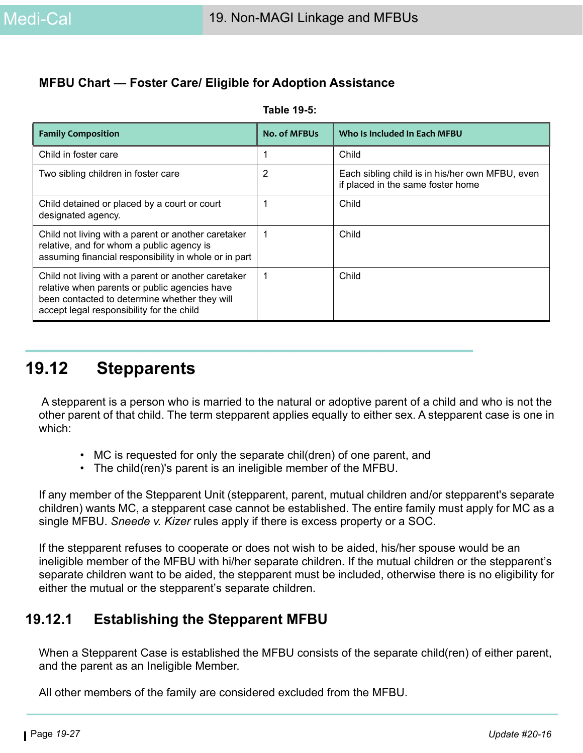### MFBU Chart — Foster Care/ Eligible for Adoption Assistance

**Table 19-5:**

| Family Composition | No. of MFBUs | Who Is Included In Each MFBU |
|---|---|---|
| Child in foster care | 1 | Child |
| Two sibling children in foster care | 2 | Each sibling child is in his/her own MFBU, even if placed in the same foster home |
| Child detained or placed by a court or court designated agency. | 1 | Child |
| Child not living with a parent or another caretaker relative, and for whom a public agency is assuming financial responsibility in whole or in part | 1 | Child |
| Child not living with a parent or another caretaker relative when parents or public agencies have been contacted to determine whether they will accept legal responsibility for the child | 1 | Child |

## 19.12 Stepparents

A stepparent is a person who is married to the natural or adoptive parent of a child and who is not the other parent of that child. The term stepparent applies equally to either sex. A stepparent case is one in which:

- MC is requested for only the separate chil(dren) of one parent, and
- The child(ren)'s parent is an ineligible member of the MFBU.

If any member of the Stepparent Unit (stepparent, parent, mutual children and/or stepparent's separate children) wants MC, a stepparent case cannot be established. The entire family must apply for MC as a single MFBU. *Sneede v. Kizer* rules apply if there is excess property or a SOC.

If the stepparent refuses to cooperate or does not wish to be aided, his/her spouse would be an ineligible member of the MFBU with hi/her separate children. If the mutual children or the stepparent's separate children want to be aided, the stepparent must be included, otherwise there is no eligibility for either the mutual or the stepparent's separate children.

### 19.12.1 Establishing the Stepparent MFBU

When a Stepparent Case is established the MFBU consists of the separate child(ren) of either parent, and the parent as an Ineligible Member.

All other members of the family are considered excluded from the MFBU.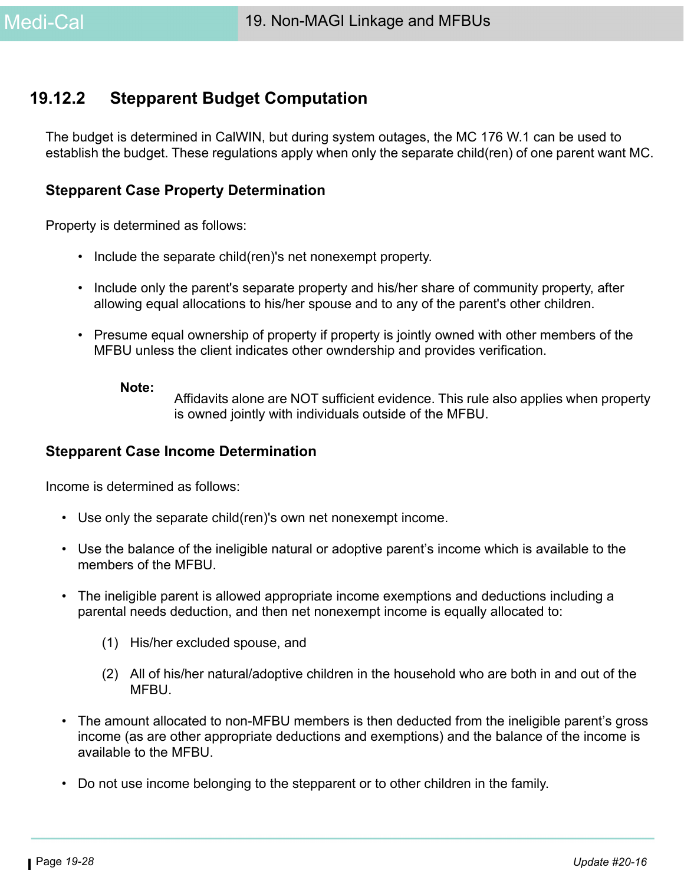## 19.12.2 Stepparent Budget Computation

The budget is determined in CalWIN, but during system outages, the MC 176 W.1 can be used to establish the budget. These regulations apply when only the separate child(ren) of one parent want MC.

### Stepparent Case Property Determination

Property is determined as follows:

- Include the separate child(ren)'s net nonexempt property.
- Include only the parent's separate property and his/her share of community property, after allowing equal allocations to his/her spouse and to any of the parent's other children.
- Presume equal ownership of property if property is jointly owned with other members of the MFBU unless the client indicates other owndership and provides verification.

**Note:** Affidavits alone are NOT sufficient evidence. This rule also applies when property is owned jointly with individuals outside of the MFBU.

### Stepparent Case Income Determination

Income is determined as follows:

- Use only the separate child(ren)'s own net nonexempt income.
- Use the balance of the ineligible natural or adoptive parent's income which is available to the members of the MFBU.
- The ineligible parent is allowed appropriate income exemptions and deductions including a parental needs deduction, and then net nonexempt income is equally allocated to:
  (1) His/her excluded spouse, and
  (2) All of his/her natural/adoptive children in the household who are both in and out of the MFBU.
- The amount allocated to non-MFBU members is then deducted from the ineligible parent's gross income (as are other appropriate deductions and exemptions) and the balance of the income is available to the MFBU.
- Do not use income belonging to the stepparent or to other children in the family.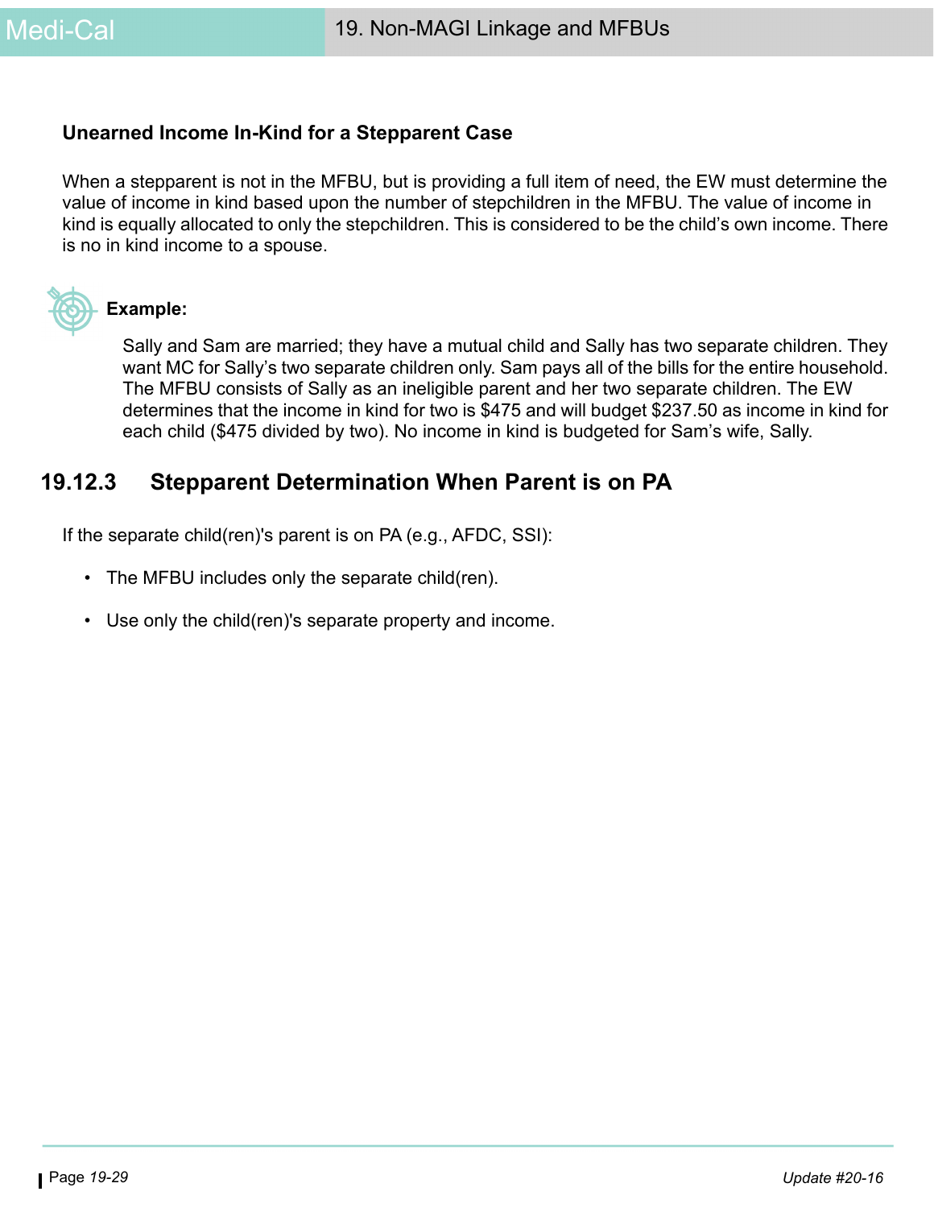### Unearned Income In-Kind for a Stepparent Case

When a stepparent is not in the MFBU, but is providing a full item of need, the EW must determine the value of income in kind based upon the number of stepchildren in the MFBU. The value of income in kind is equally allocated to only the stepchildren. This is considered to be the child's own income. There is no in kind income to a spouse.

**Example:**

Sally and Sam are married; they have a mutual child and Sally has two separate children. They want MC for Sally's two separate children only. Sam pays all of the bills for the entire household. The MFBU consists of Sally as an ineligible parent and her two separate children. The EW determines that the income in kind for two is $475 and will budget $237.50 as income in kind for each child ($475 divided by two). No income in kind is budgeted for Sam's wife, Sally.

## 19.12.3 Stepparent Determination When Parent is on PA

If the separate child(ren)'s parent is on PA (e.g., AFDC, SSI):

- The MFBU includes only the separate child(ren).
- Use only the child(ren)'s separate property and income.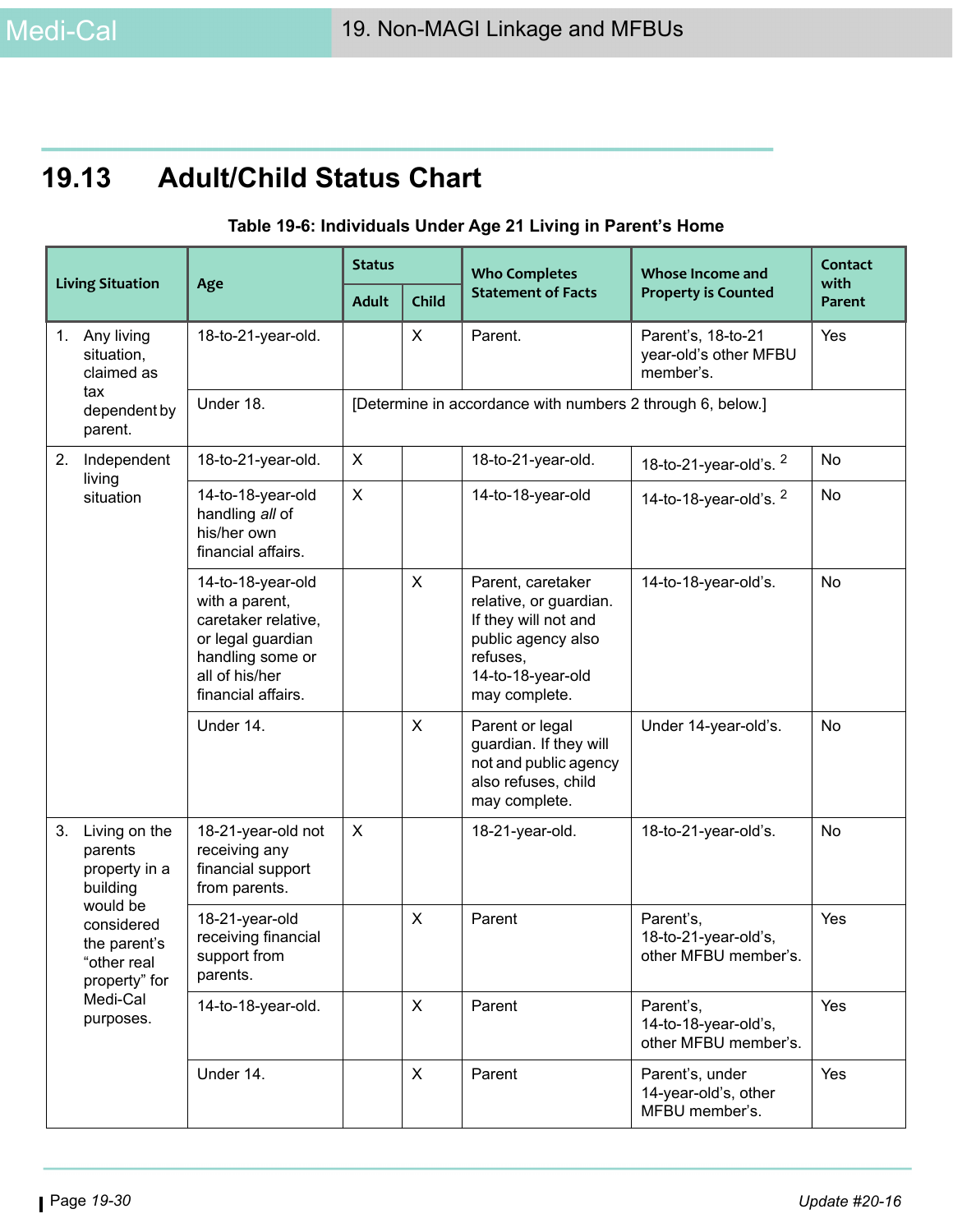## 19.13 Adult/Child Status Chart

**Table 19-6: Individuals Under Age 21 Living in Parent's Home**

| Living Situation | Age | Status | | Who Completes Statement of Facts | Whose Income and Property is Counted | Contact with Parent |
|---|---|---|---|---|---|---|
| | | Adult | Child | | | |
| 1. Any living situation, claimed as tax dependent by parent. | 18-to-21-year-old. | | X | Parent. | Parent's, 18-to-21 year-old's other MFBU member's. | Yes |
| | Under 18. | [Determine in accordance with numbers 2 through 6, below.] | | | | |
| 2. Independent living situation | 18-to-21-year-old. | X | | 18-to-21-year-old. | 18-to-21-year-old's. [2] | No |
| | 14-to-18-year-old handling *all* of his/her own financial affairs. | X | | 14-to-18-year-old | 14-to-18-year-old's. [2] | No |
| | 14-to-18-year-old with a parent, caretaker relative, or legal guardian handling some or all of his/her financial affairs. | | X | Parent, caretaker relative, or guardian. If they will not and public agency also refuses, 14-to-18-year-old may complete. | 14-to-18-year-old's. | No |
| | Under 14. | | X | Parent or legal guardian. If they will not and public agency also refuses, child may complete. | Under 14-year-old's. | No |
| 3. Living on the parents property in a building would be considered the parent's "other real property" for Medi-Cal purposes. | 18-21-year-old not receiving any financial support from parents. | X | | 18-21-year-old. | 18-to-21-year-old's. | No |
| | 18-21-year-old receiving financial support from parents. | | X | Parent | Parent's, 18-to-21-year-old's, other MFBU member's. | Yes |
| | 14-to-18-year-old. | | X | Parent | Parent's, 14-to-18-year-old's, other MFBU member's. | Yes |
| | Under 14. | | X | Parent | Parent's, under 14-year-old's, other MFBU member's. | Yes |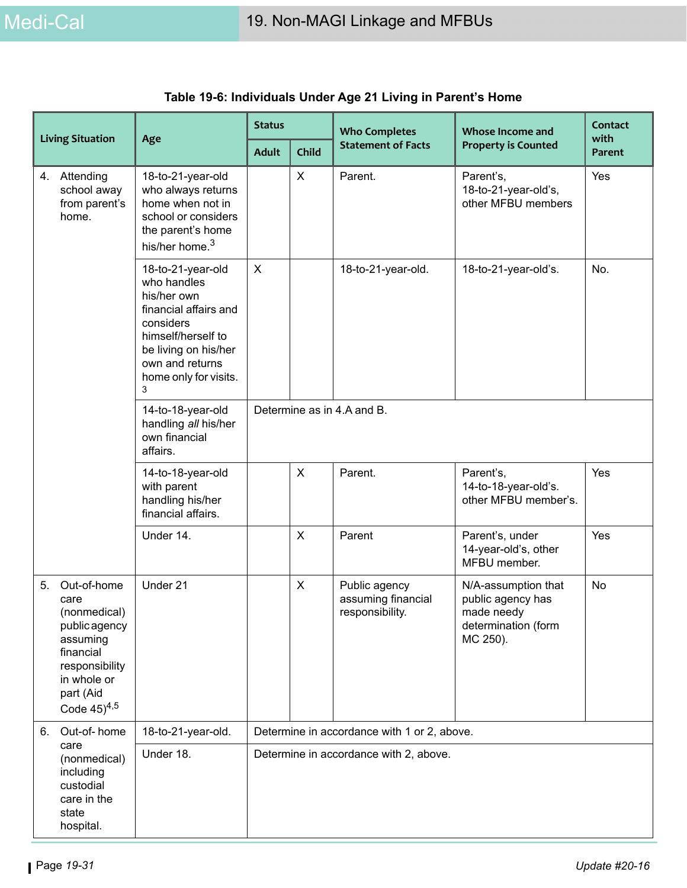**Table 19-6: Individuals Under Age 21 Living in Parent's Home**

| Living Situation | Age | Status | | Who Completes Statement of Facts | Whose Income and Property is Counted | Contact with Parent |
|---|---|---|---|---|---|---|
| | | Adult | Child | | | |
| 4. Attending school away from parent's home. | 18-to-21-year-old who always returns home when not in school or considers the parent's home his/her home.[3] | | X | Parent. | Parent's, 18-to-21-year-old's, other MFBU members | Yes |
| | 18-to-21-year-old who handles his/her own financial affairs and considers himself/herself to be living on his/her own and returns home only for visits.[3] | X | | 18-to-21-year-old. | 18-to-21-year-old's. | No. |
| | 14-to-18-year-old handling *all* his/her own financial affairs. | Determine as in 4.A and B. | | | | |
| | 14-to-18-year-old with parent handling his/her financial affairs. | | X | Parent. | Parent's, 14-to-18-year-old's. other MFBU member's. | Yes |
| | Under 14. | | X | Parent | Parent's, under 14-year-old's, other MFBU member. | Yes |
| 5. Out-of-home care (nonmedical) public agency assuming financial responsibility in whole or part (Aid Code 45)[4,5] | Under 21 | | X | Public agency assuming financial responsibility. | N/A-assumption that public agency has made needy determination (form MC 250). | No |
| 6. Out-of- home care (nonmedical) including custodial care in the state hospital. | 18-to-21-year-old. | Determine in accordance with 1 or 2, above. | | | | |
| | Under 18. | Determine in accordance with 2, above. | | | | |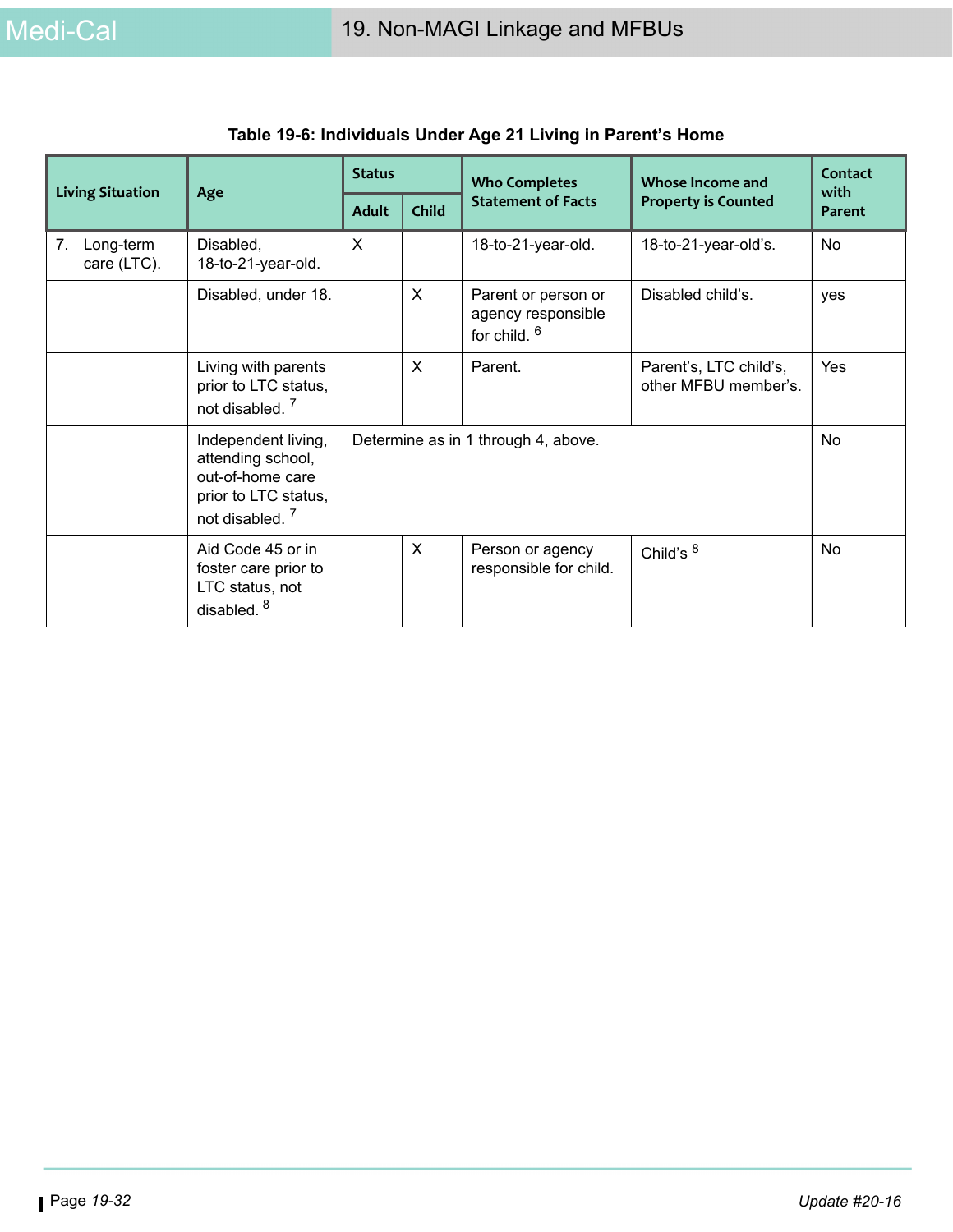**Table 19-6: Individuals Under Age 21 Living in Parent's Home**

| Living Situation | Age | Status | | Who Completes Statement of Facts | Whose Income and Property is Counted | Contact with Parent |
|---|---|---|---|---|---|---|
| | | Adult | Child | | | |
| 7. Long-term care (LTC). | Disabled, 18-to-21-year-old. | X | | 18-to-21-year-old. | 18-to-21-year-old's. | No |
| | Disabled, under 18. | | X | Parent or person or agency responsible for child. [6] | Disabled child's. | yes |
| | Living with parents prior to LTC status, not disabled. [7] | | X | Parent. | Parent's, LTC child's, other MFBU member's. | Yes |
| | Independent living, attending school, out-of-home care prior to LTC status, not disabled. [7] | Determine as in 1 through 4, above. | | | | No |
| | Aid Code 45 or in foster care prior to LTC status, not disabled. [8] | | X | Person or agency responsible for child. | Child's [8] | No |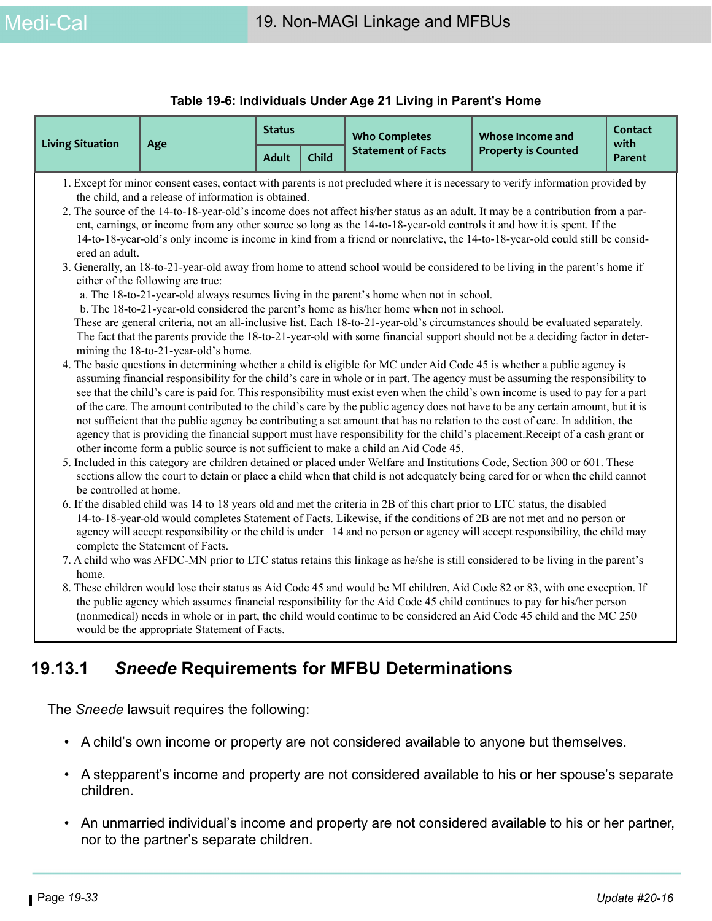**Table 19-6: Individuals Under Age 21 Living in Parent's Home**

| Living Situation | Age | Status | | Who Completes Statement of Facts | Whose Income and Property is Counted | Contact with Parent |
|---|---|---|---|---|---|---|
| | | Adult | Child | | | |

1. Except for minor consent cases, contact with parents is not precluded where it is necessary to verify information provided by the child, and a release of information is obtained.
2. The source of the 14-to-18-year-old's income does not affect his/her status as an adult. It may be a contribution from a parent, earnings, or income from any other source so long as the 14-to-18-year-old controls it and how it is spent. If the 14-to-18-year-old's only income is income in kind from a friend or nonrelative, the 14-to-18-year-old could still be considered an adult.
3. Generally, an 18-to-21-year-old away from home to attend school would be considered to be living in the parent's home if either of the following are true:
   a. The 18-to-21-year-old always resumes living in the parent's home when not in school.
   b. The 18-to-21-year-old considered the parent's home as his/her home when not in school.

   These are general criteria, not an all-inclusive list. Each 18-to-21-year-old's circumstances should be evaluated separately. The fact that the parents provide the 18-to-21-year-old with some financial support should not be a deciding factor in determining the 18-to-21-year-old's home.
4. The basic questions in determining whether a child is eligible for MC under Aid Code 45 is whether a public agency is assuming financial responsibility for the child's care in whole or in part. The agency must be assuming the responsibility to see that the child's care is paid for. This responsibility must exist even when the child's own income is used to pay for a part of the care. The amount contributed to the child's care by the public agency does not have to be any certain amount, but it is not sufficient that the public agency be contributing a set amount that has no relation to the cost of care. In addition, the agency that is providing the financial support must have responsibility for the child's placement.Receipt of a cash grant or other income form a public source is not sufficient to make a child an Aid Code 45.
5. Included in this category are children detained or placed under Welfare and Institutions Code, Section 300 or 601. These sections allow the court to detain or place a child when that child is not adequately being cared for or when the child cannot be controlled at home.
6. If the disabled child was 14 to 18 years old and met the criteria in 2B of this chart prior to LTC status, the disabled 14-to-18-year-old would completes Statement of Facts. Likewise, if the conditions of 2B are not met and no person or agency will accept responsibility or the child is under 14 and no person or agency will accept responsibility, the child may complete the Statement of Facts.
7. A child who was AFDC-MN prior to LTC status retains this linkage as he/she is still considered to be living in the parent's home.
8. These children would lose their status as Aid Code 45 and would be MI children, Aid Code 82 or 83, with one exception. If the public agency which assumes financial responsibility for the Aid Code 45 child continues to pay for his/her person (nonmedical) needs in whole or in part, the child would continue to be considered an Aid Code 45 child and the MC 250 would be the appropriate Statement of Facts.

## 19.13.1 *Sneede* Requirements for MFBU Determinations

The *Sneede* lawsuit requires the following:

- A child's own income or property are not considered available to anyone but themselves.
- A stepparent's income and property are not considered available to his or her spouse's separate children.
- An unmarried individual's income and property are not considered available to his or her partner, nor to the partner's separate children.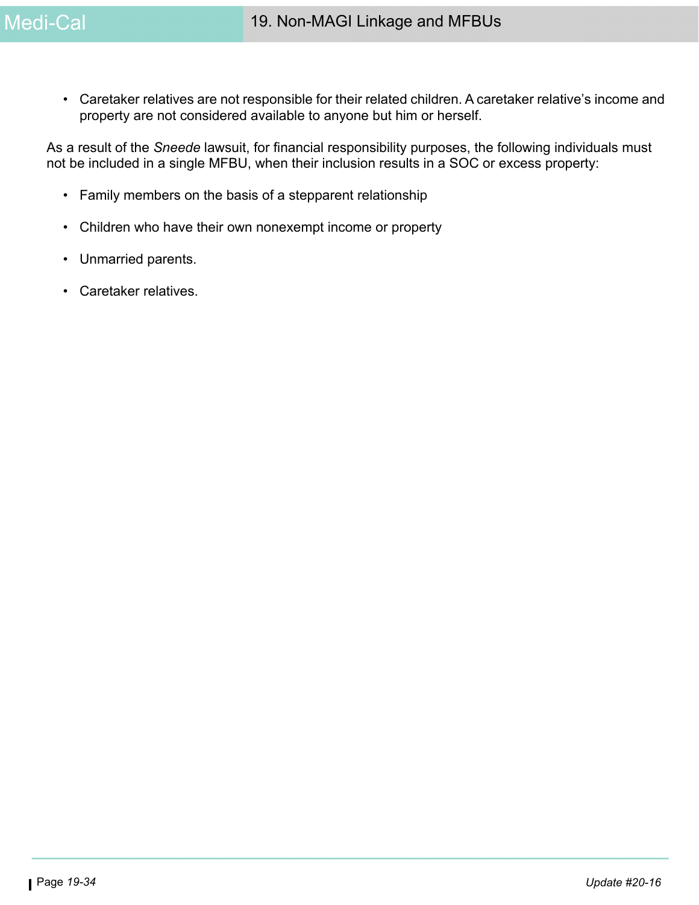- Caretaker relatives are not responsible for their related children. A caretaker relative's income and property are not considered available to anyone but him or herself.

As a result of the *Sneede* lawsuit, for financial responsibility purposes, the following individuals must not be included in a single MFBU, when their inclusion results in a SOC or excess property:

- Family members on the basis of a stepparent relationship
- Children who have their own nonexempt income or property
- Unmarried parents.
- Caretaker relatives.